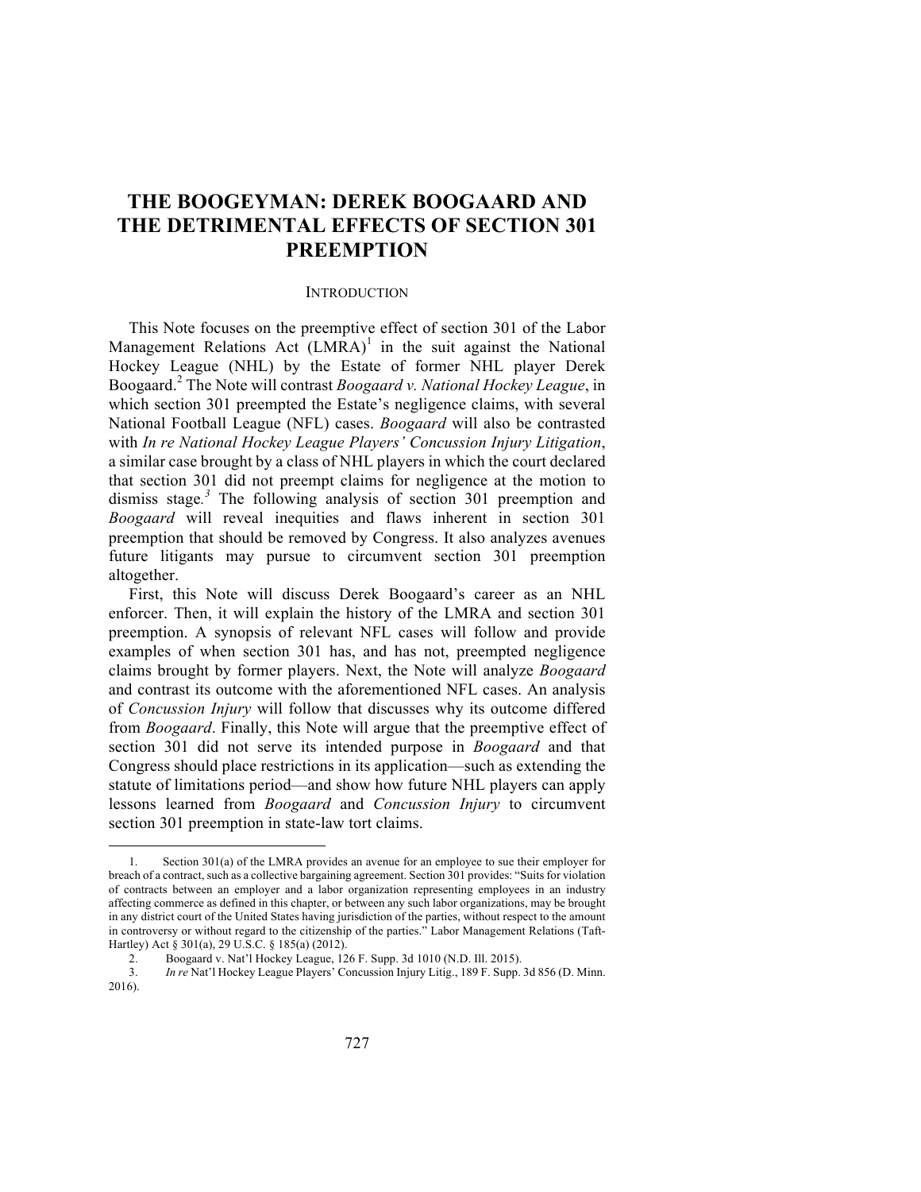# THE BOOGEYMAN: DEREK BOOGAARD AND THE DETRIMENTAL EFFECTS OF SECTION 301 PREEMPTION

## INTRODUCTION

This Note focuses on the preemptive effect of section 301 of the Labor Management Relations Act (LMRA)[1] in the suit against the National Hockey League (NHL) by the Estate of former NHL player Derek Boogaard.[2] The Note will contrast *Boogaard v. National Hockey League*, in which section 301 preempted the Estate's negligence claims, with several National Football League (NFL) cases. *Boogaard* will also be contrasted with *In re National Hockey League Players' Concussion Injury Litigation*, a similar case brought by a class of NHL players in which the court declared that section 301 did not preempt claims for negligence at the motion to dismiss stage.[3] The following analysis of section 301 preemption and *Boogaard* will reveal inequities and flaws inherent in section 301 preemption that should be removed by Congress. It also analyzes avenues future litigants may pursue to circumvent section 301 preemption altogether.

First, this Note will discuss Derek Boogaard's career as an NHL enforcer. Then, it will explain the history of the LMRA and section 301 preemption. A synopsis of relevant NFL cases will follow and provide examples of when section 301 has, and has not, preempted negligence claims brought by former players. Next, the Note will analyze *Boogaard* and contrast its outcome with the aforementioned NFL cases. An analysis of *Concussion Injury* will follow that discusses why its outcome differed from *Boogaard*. Finally, this Note will argue that the preemptive effect of section 301 did not serve its intended purpose in *Boogaard* and that Congress should place restrictions in its application—such as extending the statute of limitations period—and show how future NHL players can apply lessons learned from *Boogaard* and *Concussion Injury* to circumvent section 301 preemption in state-law tort claims.

---

1. Section 301(a) of the LMRA provides an avenue for an employee to sue their employer for breach of a contract, such as a collective bargaining agreement. Section 301 provides: "Suits for violation of contracts between an employer and a labor organization representing employees in an industry affecting commerce as defined in this chapter, or between any such labor organizations, may be brought in any district court of the United States having jurisdiction of the parties, without respect to the amount in controversy or without regard to the citizenship of the parties." Labor Management Relations (Taft-Hartley) Act § 301(a), 29 U.S.C. § 185(a) (2012).

2. Boogaard v. Nat'l Hockey League, 126 F. Supp. 3d 1010 (N.D. Ill. 2015).

3. *In re* Nat'l Hockey League Players' Concussion Injury Litig., 189 F. Supp. 3d 856 (D. Minn. 2016).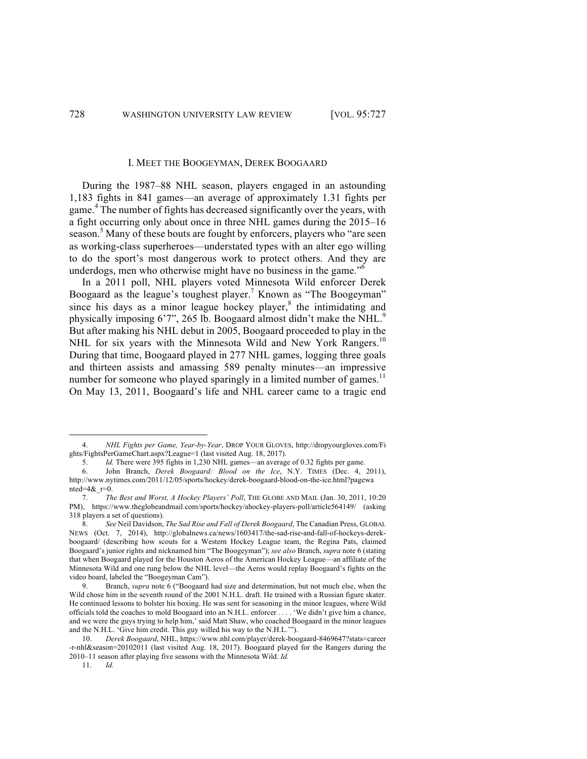## I. MEET THE BOOGEYMAN, DEREK BOOGAARD

During the 1987–88 NHL season, players engaged in an astounding 1,183 fights in 841 games—an average of approximately 1.31 fights per game.[4] The number of fights has decreased significantly over the years, with a fight occurring only about once in three NHL games during the 2015–16 season.[5] Many of these bouts are fought by enforcers, players who "are seen as working-class superheroes—understated types with an alter ego willing to do the sport's most dangerous work to protect others. And they are underdogs, men who otherwise might have no business in the game."[6]

In a 2011 poll, NHL players voted Minnesota Wild enforcer Derek Boogaard as the league's toughest player.[7] Known as "The Boogeyman" since his days as a minor league hockey player,[8] the intimidating and physically imposing 6'7", 265 lb. Boogaard almost didn't make the NHL.[9] But after making his NHL debut in 2005, Boogaard proceeded to play in the NHL for six years with the Minnesota Wild and New York Rangers.[10] During that time, Boogaard played in 277 NHL games, logging three goals and thirteen assists and amassing 589 penalty minutes—an impressive number for someone who played sparingly in a limited number of games.[11] On May 13, 2011, Boogaard's life and NHL career came to a tragic end

---

4. *NHL Fights per Game, Year-by-Year*, DROP YOUR GLOVES, http://dropyourgloves.com/Fights/FightsPerGameChart.aspx?League=1 (last visited Aug. 18, 2017).

5. *Id.* There were 395 fights in 1,230 NHL games—an average of 0.32 fights per game.

6. John Branch, *Derek Boogaard: Blood on the Ice*, N.Y. TIMES (Dec. 4, 2011), http://www.nytimes.com/2011/12/05/sports/hockey/derek-boogaard-blood-on-the-ice.html?pagewanted=4&_r=0.

7. *The Best and Worst, A Hockey Players' Poll*, THE GLOBE AND MAIL (Jan. 30, 2011, 10:20 PM), https://www.theglobeandmail.com/sports/hockey/ahockey-players-poll/article564149/ (asking 318 players a set of questions).

8. *See* Neil Davidson, *The Sad Rise and Fall of Derek Boogaard*, The Canadian Press, GLOBAL NEWS (Oct. 7, 2014), http://globalnews.ca/news/1603417/the-sad-rise-and-fall-of-hockeys-derek-boogaard/ (describing how scouts for a Western Hockey League team, the Regina Pats, claimed Boogaard's junior rights and nicknamed him "The Boogeyman"); *see also* Branch, *supra* note 6 (stating that when Boogaard played for the Houston Aeros of the American Hockey League—an affiliate of the Minnesota Wild and one rung below the NHL level—the Aeros would replay Boogaard's fights on the video board, labeled the "Boogeyman Cam").

9. Branch, *supra* note 6 ("Boogaard had size and determination, but not much else, when the Wild chose him in the seventh round of the 2001 N.H.L. draft. He trained with a Russian figure skater. He continued lessons to bolster his boxing. He was sent for seasoning in the minor leagues, where Wild officials told the coaches to mold Boogaard into an N.H.L. enforcer . . . . 'We didn't give him a chance, and we were the guys trying to help him,' said Matt Shaw, who coached Boogaard in the minor leagues and the N.H.L. 'Give him credit. This guy willed his way to the N.H.L.'").

10. *Derek Boogaard*, NHL, https://www.nhl.com/player/derek-boogaard-8469647?stats=career-r-nhl&season=20102011 (last visited Aug. 18, 2017). Boogaard played for the Rangers during the 2010–11 season after playing five seasons with the Minnesota Wild. *Id.*

11. *Id.*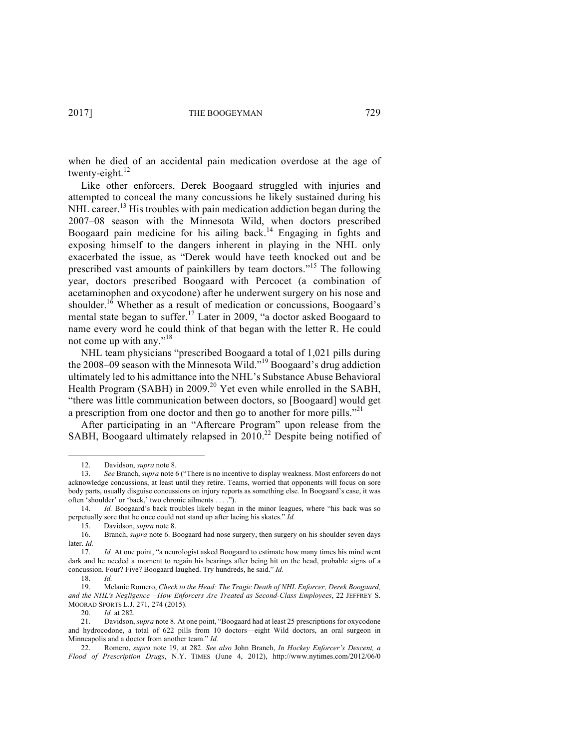when he died of an accidental pain medication overdose at the age of twenty-eight.[12]

Like other enforcers, Derek Boogaard struggled with injuries and attempted to conceal the many concussions he likely sustained during his NHL career.[13] His troubles with pain medication addiction began during the 2007–08 season with the Minnesota Wild, when doctors prescribed Boogaard pain medicine for his ailing back.[14] Engaging in fights and exposing himself to the dangers inherent in playing in the NHL only exacerbated the issue, as "Derek would have teeth knocked out and be prescribed vast amounts of painkillers by team doctors."[15] The following year, doctors prescribed Boogaard with Percocet (a combination of acetaminophen and oxycodone) after he underwent surgery on his nose and shoulder.[16] Whether as a result of medication or concussions, Boogaard's mental state began to suffer.[17] Later in 2009, "a doctor asked Boogaard to name every word he could think of that began with the letter R. He could not come up with any."[18]

NHL team physicians "prescribed Boogaard a total of 1,021 pills during the 2008–09 season with the Minnesota Wild."[19] Boogaard's drug addiction ultimately led to his admittance into the NHL's Substance Abuse Behavioral Health Program (SABH) in 2009.[20] Yet even while enrolled in the SABH, "there was little communication between doctors, so [Boogaard] would get a prescription from one doctor and then go to another for more pills."[21]

After participating in an "Aftercare Program" upon release from the SABH, Boogaard ultimately relapsed in 2010.[22] Despite being notified of

---

12. Davidson, *supra* note 8.

13. *See* Branch, *supra* note 6 ("There is no incentive to display weakness. Most enforcers do not acknowledge concussions, at least until they retire. Teams, worried that opponents will focus on sore body parts, usually disguise concussions on injury reports as something else. In Boogaard's case, it was often 'shoulder' or 'back,' two chronic ailments . . . .").

14. *Id.* Boogaard's back troubles likely began in the minor leagues, where "his back was so perpetually sore that he once could not stand up after lacing his skates." *Id.*

15. Davidson, *supra* note 8.

16. Branch, *supra* note 6. Boogaard had nose surgery, then surgery on his shoulder seven days later. *Id.*

17. *Id.* At one point, "a neurologist asked Boogaard to estimate how many times his mind went dark and he needed a moment to regain his bearings after being hit on the head, probable signs of a concussion. Four? Five? Boogaard laughed. Try hundreds, he said." *Id.*

18. *Id.*

19. Melanie Romero, *Check to the Head: The Tragic Death of NHL Enforcer, Derek Boogaard, and the NHL's Negligence—How Enforcers Are Treated as Second-Class Employees*, 22 JEFFREY S. MOORAD SPORTS L.J. 271, 274 (2015).

20. *Id.* at 282.

21. Davidson, *supra* note 8. At one point, "Boogaard had at least 25 prescriptions for oxycodone and hydrocodone, a total of 622 pills from 10 doctors—eight Wild doctors, an oral surgeon in Minneapolis and a doctor from another team." *Id.*

22. Romero, *supra* note 19, at 282. *See also* John Branch, *In Hockey Enforcer's Descent, a Flood of Prescription Drugs*, N.Y. TIMES (June 4, 2012), http://www.nytimes.com/2012/06/0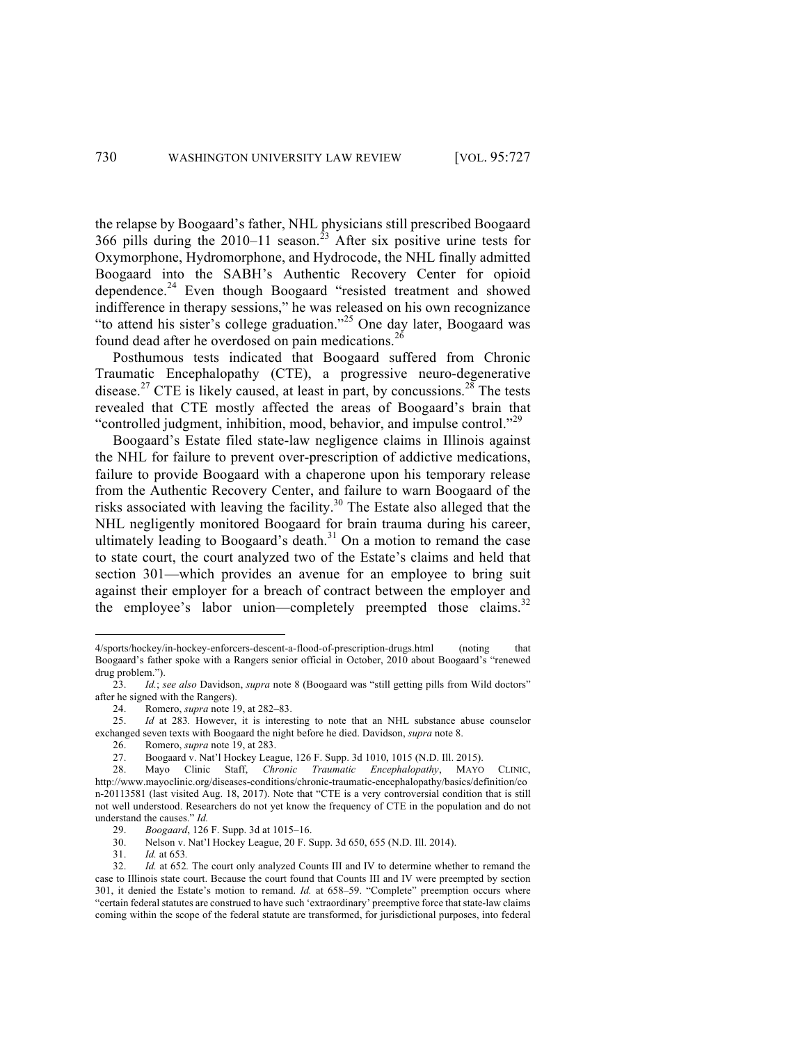the relapse by Boogaard's father, NHL physicians still prescribed Boogaard 366 pills during the 2010–11 season.[23] After six positive urine tests for Oxymorphone, Hydromorphone, and Hydrocode, the NHL finally admitted Boogaard into the SABH's Authentic Recovery Center for opioid dependence.[24] Even though Boogaard "resisted treatment and showed indifference in therapy sessions," he was released on his own recognizance "to attend his sister's college graduation."[25] One day later, Boogaard was found dead after he overdosed on pain medications.[26]

Posthumous tests indicated that Boogaard suffered from Chronic Traumatic Encephalopathy (CTE), a progressive neuro-degenerative disease.[27] CTE is likely caused, at least in part, by concussions.[28] The tests revealed that CTE mostly affected the areas of Boogaard's brain that "controlled judgment, inhibition, mood, behavior, and impulse control."[29]

Boogaard's Estate filed state-law negligence claims in Illinois against the NHL for failure to prevent over-prescription of addictive medications, failure to provide Boogaard with a chaperone upon his temporary release from the Authentic Recovery Center, and failure to warn Boogaard of the risks associated with leaving the facility.[30] The Estate also alleged that the NHL negligently monitored Boogaard for brain trauma during his career, ultimately leading to Boogaard's death.[31] On a motion to remand the case to state court, the court analyzed two of the Estate's claims and held that section 301—which provides an avenue for an employee to bring suit against their employer for a breach of contract between the employer and the employee's labor union—completely preempted those claims.[32]

---

4/sports/hockey/in-hockey-enforcers-descent-a-flood-of-prescription-drugs.html (noting that Boogaard's father spoke with a Rangers senior official in October, 2010 about Boogaard's "renewed drug problem.").

23. *Id.*; *see also* Davidson, *supra* note 8 (Boogaard was "still getting pills from Wild doctors" after he signed with the Rangers).

24. Romero, *supra* note 19, at 282–83.

25. *Id* at 283. However, it is interesting to note that an NHL substance abuse counselor exchanged seven texts with Boogaard the night before he died. Davidson, *supra* note 8.

26. Romero, *supra* note 19, at 283.

27. Boogaard v. Nat'l Hockey League, 126 F. Supp. 3d 1010, 1015 (N.D. Ill. 2015).

28. Mayo Clinic Staff, *Chronic Traumatic Encephalopathy*, MAYO CLINIC, http://www.mayoclinic.org/diseases-conditions/chronic-traumatic-encephalopathy/basics/definition/con-20113581 (last visited Aug. 18, 2017). Note that "CTE is a very controversial condition that is still not well understood. Researchers do not yet know the frequency of CTE in the population and do not understand the causes." *Id.*

29. *Boogaard*, 126 F. Supp. 3d at 1015–16.

30. Nelson v. Nat'l Hockey League, 20 F. Supp. 3d 650, 655 (N.D. Ill. 2014).

31. *Id.* at 653.

32. *Id.* at 652. The court only analyzed Counts III and IV to determine whether to remand the case to Illinois state court. Because the court found that Counts III and IV were preempted by section 301, it denied the Estate's motion to remand. *Id.* at 658–59. "Complete" preemption occurs where "certain federal statutes are construed to have such 'extraordinary' preemptive force that state-law claims coming within the scope of the federal statute are transformed, for jurisdictional purposes, into federal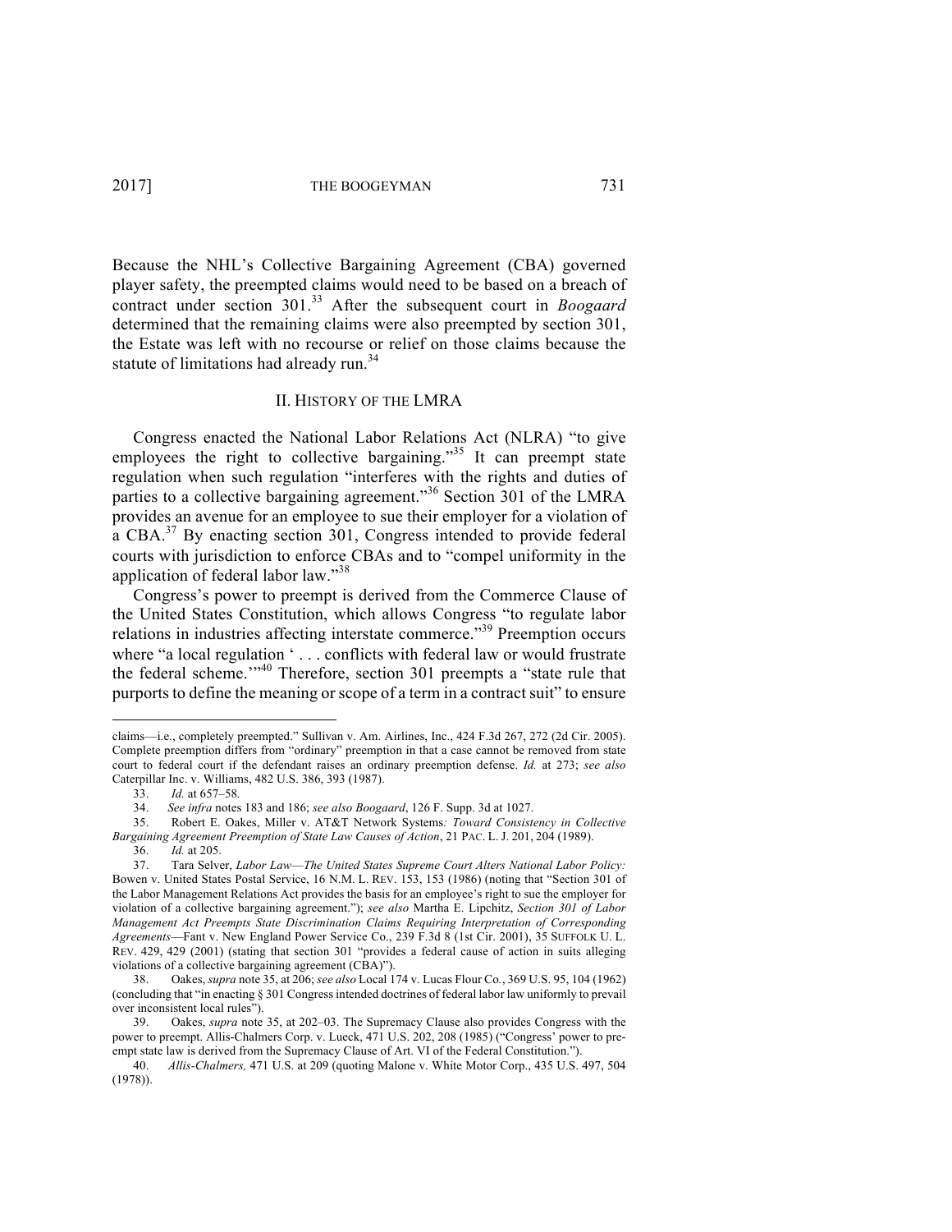Because the NHL's Collective Bargaining Agreement (CBA) governed player safety, the preempted claims would need to be based on a breach of contract under section 301.[33] After the subsequent court in *Boogaard* determined that the remaining claims were also preempted by section 301, the Estate was left with no recourse or relief on those claims because the statute of limitations had already run.[34]

## II. History of the LMRA

Congress enacted the National Labor Relations Act (NLRA) "to give employees the right to collective bargaining."[35] It can preempt state regulation when such regulation "interferes with the rights and duties of parties to a collective bargaining agreement."[36] Section 301 of the LMRA provides an avenue for an employee to sue their employer for a violation of a CBA.[37] By enacting section 301, Congress intended to provide federal courts with jurisdiction to enforce CBAs and to "compel uniformity in the application of federal labor law."[38]

Congress's power to preempt is derived from the Commerce Clause of the United States Constitution, which allows Congress "to regulate labor relations in industries affecting interstate commerce."[39] Preemption occurs where "a local regulation ' . . . conflicts with federal law or would frustrate the federal scheme.'"[40] Therefore, section 301 preempts a "state rule that purports to define the meaning or scope of a term in a contract suit" to ensure

---

claims—i.e., completely preempted." Sullivan v. Am. Airlines, Inc., 424 F.3d 267, 272 (2d Cir. 2005). Complete preemption differs from "ordinary" preemption in that a case cannot be removed from state court to federal court if the defendant raises an ordinary preemption defense. *Id.* at 273; *see also* Caterpillar Inc. v. Williams, 482 U.S. 386, 393 (1987).

33. *Id.* at 657–58.

34. *See infra* notes 183 and 186; *see also Boogaard*, 126 F. Supp. 3d at 1027.

35. Robert E. Oakes, Miller v. AT&T Network Systems*: Toward Consistency in Collective Bargaining Agreement Preemption of State Law Causes of Action*, 21 PAC. L. J. 201, 204 (1989).

36. *Id.* at 205.

37. Tara Selver, *Labor Law—The United States Supreme Court Alters National Labor Policy:* Bowen v. United States Postal Service, 16 N.M. L. REV. 153, 153 (1986) (noting that "Section 301 of the Labor Management Relations Act provides the basis for an employee's right to sue the employer for violation of a collective bargaining agreement."); *see also* Martha E. Lipchitz, *Section 301 of Labor Management Act Preempts State Discrimination Claims Requiring Interpretation of Corresponding Agreements*—Fant v. New England Power Service Co., 239 F.3d 8 (1st Cir. 2001), 35 SUFFOLK U. L. REV. 429, 429 (2001) (stating that section 301 "provides a federal cause of action in suits alleging violations of a collective bargaining agreement (CBA)").

38. Oakes, *supra* note 35, at 206; *see also* Local 174 v. Lucas Flour Co., 369 U.S. 95, 104 (1962) (concluding that "in enacting § 301 Congress intended doctrines of federal labor law uniformly to prevail over inconsistent local rules").

39. Oakes, *supra* note 35, at 202–03. The Supremacy Clause also provides Congress with the power to preempt. Allis-Chalmers Corp. v. Lueck, 471 U.S. 202, 208 (1985) ("Congress' power to preempt state law is derived from the Supremacy Clause of Art. VI of the Federal Constitution.").

40. *Allis-Chalmers,* 471 U.S. at 209 (quoting Malone v. White Motor Corp., 435 U.S. 497, 504 (1978)).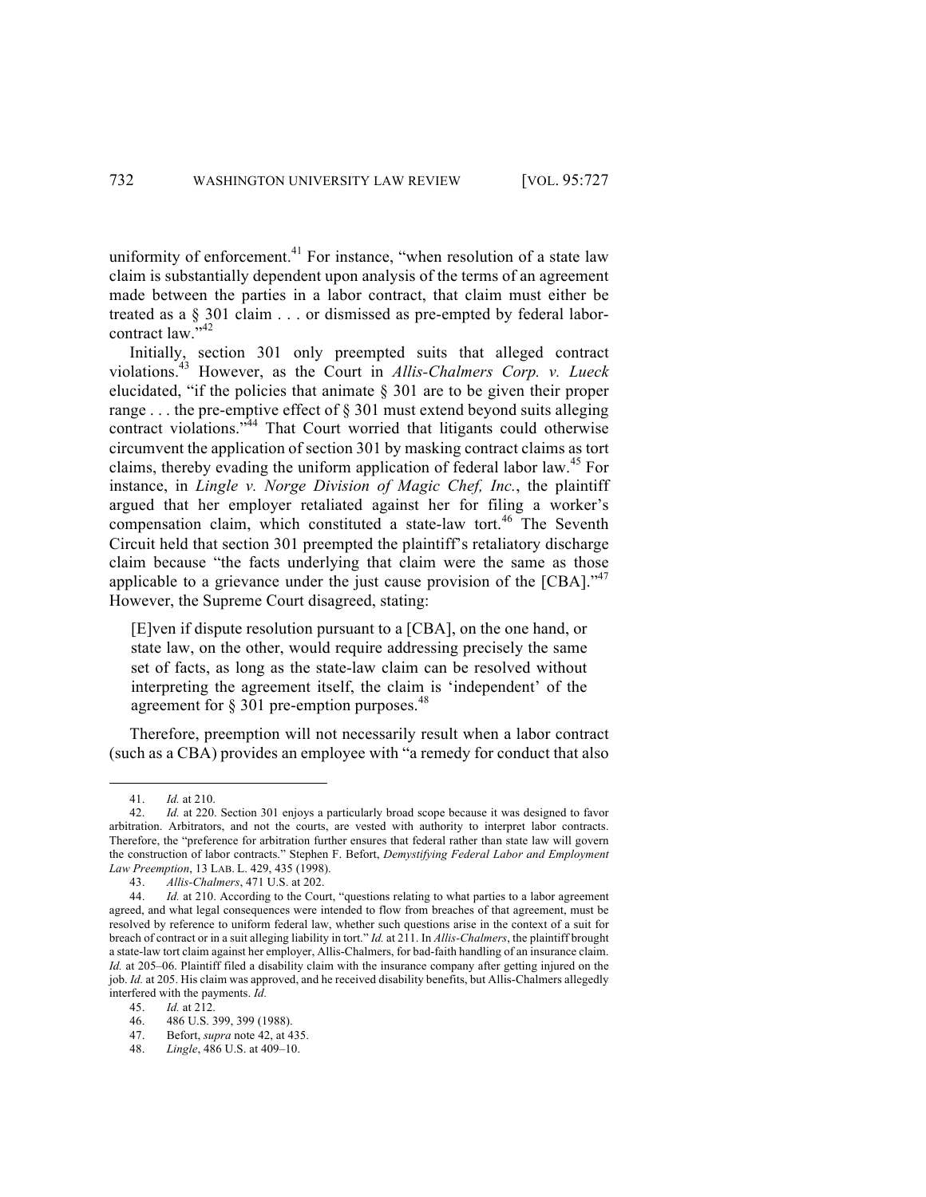uniformity of enforcement.[41] For instance, "when resolution of a state law claim is substantially dependent upon analysis of the terms of an agreement made between the parties in a labor contract, that claim must either be treated as a § 301 claim . . . or dismissed as pre-empted by federal labor-contract law."[42]

Initially, section 301 only preempted suits that alleged contract violations.[43] However, as the Court in *Allis-Chalmers Corp. v. Lueck* elucidated, "if the policies that animate § 301 are to be given their proper range . . . the pre-emptive effect of § 301 must extend beyond suits alleging contract violations."[44] That Court worried that litigants could otherwise circumvent the application of section 301 by masking contract claims as tort claims, thereby evading the uniform application of federal labor law.[45] For instance, in *Lingle v. Norge Division of Magic Chef, Inc.*, the plaintiff argued that her employer retaliated against her for filing a worker's compensation claim, which constituted a state-law tort.[46] The Seventh Circuit held that section 301 preempted the plaintiff's retaliatory discharge claim because "the facts underlying that claim were the same as those applicable to a grievance under the just cause provision of the [CBA]."[47] However, the Supreme Court disagreed, stating:

> [E]ven if dispute resolution pursuant to a [CBA], on the one hand, or state law, on the other, would require addressing precisely the same set of facts, as long as the state-law claim can be resolved without interpreting the agreement itself, the claim is 'independent' of the agreement for § 301 pre-emption purposes.[48]

Therefore, preemption will not necessarily result when a labor contract (such as a CBA) provides an employee with "a remedy for conduct that also

---

41. *Id.* at 210.

42. *Id.* at 220. Section 301 enjoys a particularly broad scope because it was designed to favor arbitration. Arbitrators, and not the courts, are vested with authority to interpret labor contracts. Therefore, the "preference for arbitration further ensures that federal rather than state law will govern the construction of labor contracts." Stephen F. Befort, *Demystifying Federal Labor and Employment Law Preemption*, 13 LAB. L. 429, 435 (1998).

43. *Allis-Chalmers*, 471 U.S. at 202.

44. *Id.* at 210. According to the Court, "questions relating to what parties to a labor agreement agreed, and what legal consequences were intended to flow from breaches of that agreement, must be resolved by reference to uniform federal law, whether such questions arise in the context of a suit for breach of contract or in a suit alleging liability in tort." *Id.* at 211. In *Allis-Chalmers*, the plaintiff brought a state-law tort claim against her employer, Allis-Chalmers, for bad-faith handling of an insurance claim. *Id.* at 205–06. Plaintiff filed a disability claim with the insurance company after getting injured on the job. *Id.* at 205. His claim was approved, and he received disability benefits, but Allis-Chalmers allegedly interfered with the payments. *Id.*

45. *Id.* at 212.

46. 486 U.S. 399, 399 (1988).

47. Befort, *supra* note 42, at 435.

48. *Lingle*, 486 U.S. at 409–10.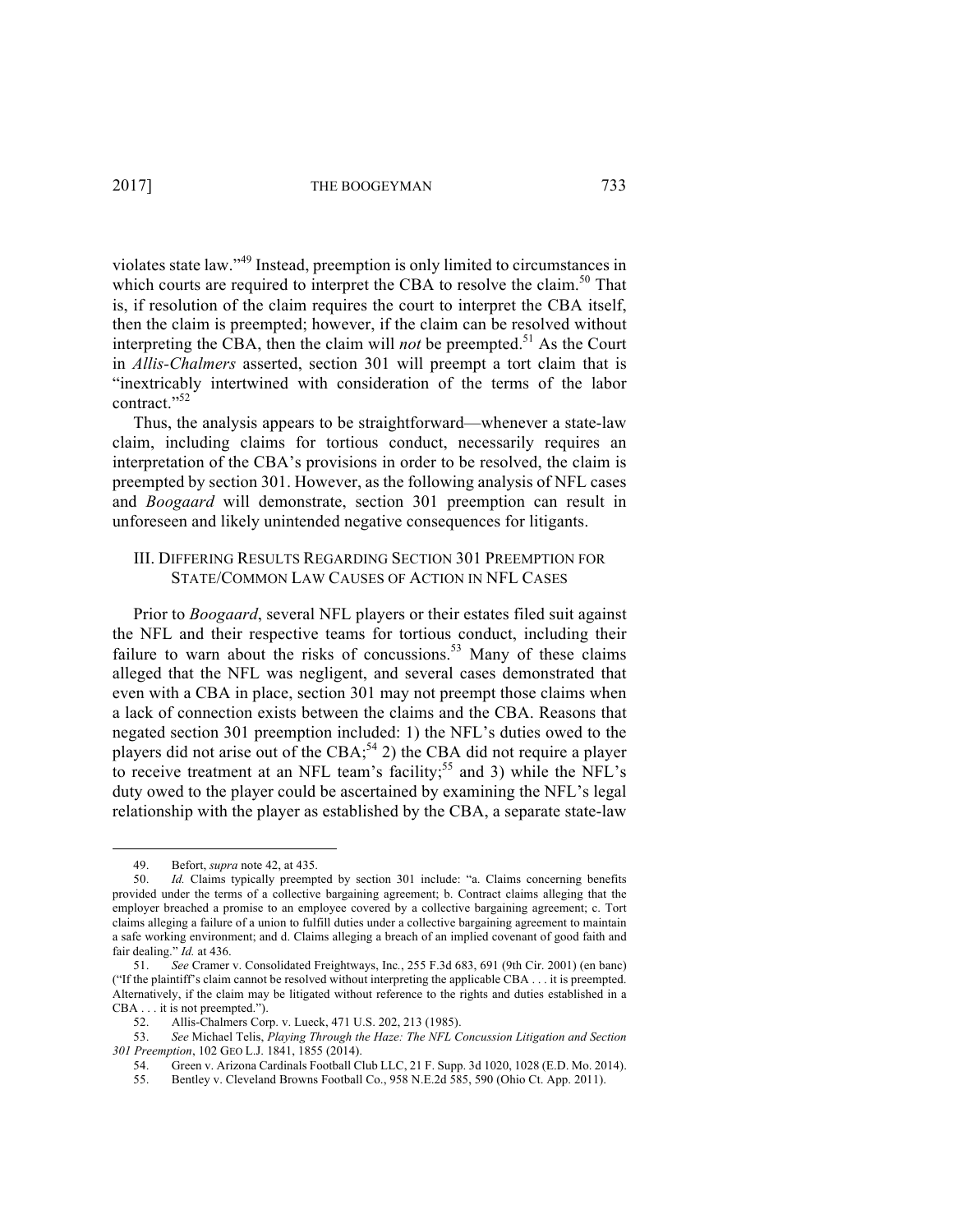violates state law."[49] Instead, preemption is only limited to circumstances in which courts are required to interpret the CBA to resolve the claim.[50] That is, if resolution of the claim requires the court to interpret the CBA itself, then the claim is preempted; however, if the claim can be resolved without interpreting the CBA, then the claim will *not* be preempted.[51] As the Court in *Allis-Chalmers* asserted, section 301 will preempt a tort claim that is "inextricably intertwined with consideration of the terms of the labor contract."[52]

Thus, the analysis appears to be straightforward—whenever a state-law claim, including claims for tortious conduct, necessarily requires an interpretation of the CBA's provisions in order to be resolved, the claim is preempted by section 301. However, as the following analysis of NFL cases and *Boogaard* will demonstrate, section 301 preemption can result in unforeseen and likely unintended negative consequences for litigants.

## III. Differing Results Regarding Section 301 Preemption for State/Common Law Causes of Action in NFL Cases

Prior to *Boogaard*, several NFL players or their estates filed suit against the NFL and their respective teams for tortious conduct, including their failure to warn about the risks of concussions.[53] Many of these claims alleged that the NFL was negligent, and several cases demonstrated that even with a CBA in place, section 301 may not preempt those claims when a lack of connection exists between the claims and the CBA. Reasons that negated section 301 preemption included: 1) the NFL's duties owed to the players did not arise out of the CBA;[54] 2) the CBA did not require a player to receive treatment at an NFL team's facility;[55] and 3) while the NFL's duty owed to the player could be ascertained by examining the NFL's legal relationship with the player as established by the CBA, a separate state-law

---

49. Befort, *supra* note 42, at 435.

50. *Id.* Claims typically preempted by section 301 include: "a. Claims concerning benefits provided under the terms of a collective bargaining agreement; b. Contract claims alleging that the employer breached a promise to an employee covered by a collective bargaining agreement; c. Tort claims alleging a failure of a union to fulfill duties under a collective bargaining agreement to maintain a safe working environment; and d. Claims alleging a breach of an implied covenant of good faith and fair dealing." *Id.* at 436.

51. *See* Cramer v. Consolidated Freightways, Inc., 255 F.3d 683, 691 (9th Cir. 2001) (en banc) ("If the plaintiff's claim cannot be resolved without interpreting the applicable CBA . . . it is preempted. Alternatively, if the claim may be litigated without reference to the rights and duties established in a CBA . . . it is not preempted.").

52. Allis-Chalmers Corp. v. Lueck, 471 U.S. 202, 213 (1985).

53. *See* Michael Telis, *Playing Through the Haze: The NFL Concussion Litigation and Section 301 Preemption*, 102 GEO L.J. 1841, 1855 (2014).

54. Green v. Arizona Cardinals Football Club LLC, 21 F. Supp. 3d 1020, 1028 (E.D. Mo. 2014).

55. Bentley v. Cleveland Browns Football Co., 958 N.E.2d 585, 590 (Ohio Ct. App. 2011).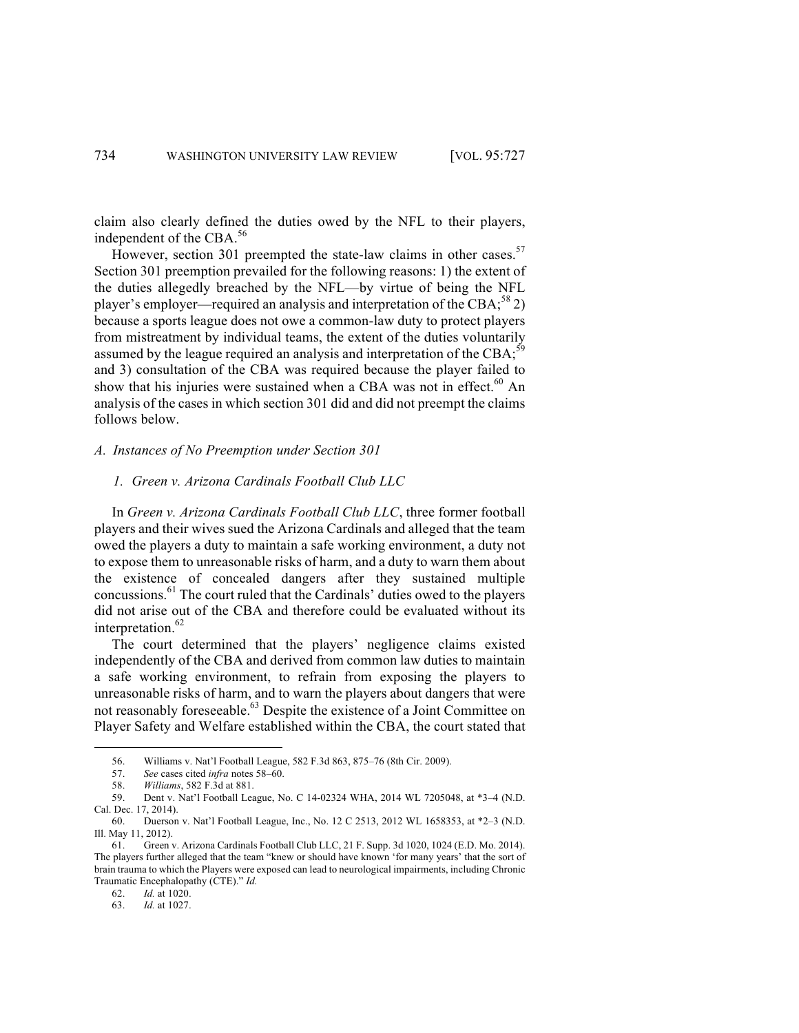claim also clearly defined the duties owed by the NFL to their players, independent of the CBA.[56]

However, section 301 preempted the state-law claims in other cases.[57] Section 301 preemption prevailed for the following reasons: 1) the extent of the duties allegedly breached by the NFL—by virtue of being the NFL player's employer—required an analysis and interpretation of the CBA;[58] 2) because a sports league does not owe a common-law duty to protect players from mistreatment by individual teams, the extent of the duties voluntarily assumed by the league required an analysis and interpretation of the CBA;[59] and 3) consultation of the CBA was required because the player failed to show that his injuries were sustained when a CBA was not in effect.[60] An analysis of the cases in which section 301 did and did not preempt the claims follows below.

### *A. Instances of No Preemption under Section 301*

#### *1. Green v. Arizona Cardinals Football Club LLC*

In *Green v. Arizona Cardinals Football Club LLC*, three former football players and their wives sued the Arizona Cardinals and alleged that the team owed the players a duty to maintain a safe working environment, a duty not to expose them to unreasonable risks of harm, and a duty to warn them about the existence of concealed dangers after they sustained multiple concussions.[61] The court ruled that the Cardinals' duties owed to the players did not arise out of the CBA and therefore could be evaluated without its interpretation.[62]

The court determined that the players' negligence claims existed independently of the CBA and derived from common law duties to maintain a safe working environment, to refrain from exposing the players to unreasonable risks of harm, and to warn the players about dangers that were not reasonably foreseeable.[63] Despite the existence of a Joint Committee on Player Safety and Welfare established within the CBA, the court stated that

---

56. Williams v. Nat'l Football League, 582 F.3d 863, 875–76 (8th Cir. 2009).

57. *See* cases cited *infra* notes 58–60.

58. *Williams*, 582 F.3d at 881.

59. Dent v. Nat'l Football League, No. C 14-02324 WHA, 2014 WL 7205048, at \*3–4 (N.D. Cal. Dec. 17, 2014).

60. Duerson v. Nat'l Football League, Inc., No. 12 C 2513, 2012 WL 1658353, at \*2–3 (N.D. Ill. May 11, 2012).

61. Green v. Arizona Cardinals Football Club LLC, 21 F. Supp. 3d 1020, 1024 (E.D. Mo. 2014). The players further alleged that the team "knew or should have known 'for many years' that the sort of brain trauma to which the Players were exposed can lead to neurological impairments, including Chronic Traumatic Encephalopathy (CTE)." *Id.*

62. *Id.* at 1020.

63. *Id.* at 1027.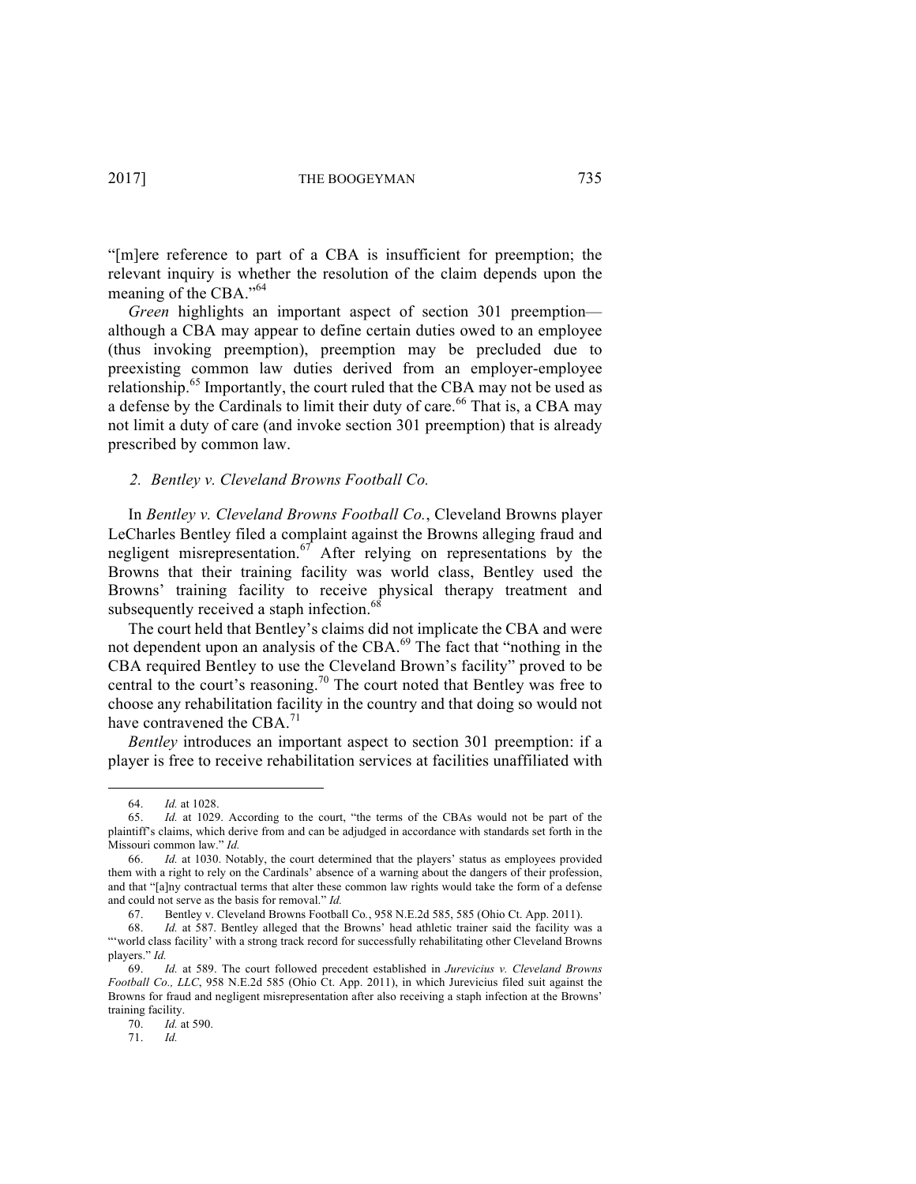"[m]ere reference to part of a CBA is insufficient for preemption; the relevant inquiry is whether the resolution of the claim depends upon the meaning of the CBA."[64]

*Green* highlights an important aspect of section 301 preemption—although a CBA may appear to define certain duties owed to an employee (thus invoking preemption), preemption may be precluded due to preexisting common law duties derived from an employer-employee relationship.[65] Importantly, the court ruled that the CBA may not be used as a defense by the Cardinals to limit their duty of care.[66] That is, a CBA may not limit a duty of care (and invoke section 301 preemption) that is already prescribed by common law.

*2. Bentley v. Cleveland Browns Football Co.*

In *Bentley v. Cleveland Browns Football Co.*, Cleveland Browns player LeCharles Bentley filed a complaint against the Browns alleging fraud and negligent misrepresentation.[67] After relying on representations by the Browns that their training facility was world class, Bentley used the Browns' training facility to receive physical therapy treatment and subsequently received a staph infection.[68]

The court held that Bentley's claims did not implicate the CBA and were not dependent upon an analysis of the CBA.[69] The fact that "nothing in the CBA required Bentley to use the Cleveland Brown's facility" proved to be central to the court's reasoning.[70] The court noted that Bentley was free to choose any rehabilitation facility in the country and that doing so would not have contravened the CBA.[71]

*Bentley* introduces an important aspect to section 301 preemption: if a player is free to receive rehabilitation services at facilities unaffiliated with

---

64. *Id.* at 1028.

65. *Id.* at 1029. According to the court, "the terms of the CBAs would not be part of the plaintiff's claims, which derive from and can be adjudged in accordance with standards set forth in the Missouri common law." *Id.*

66. *Id.* at 1030. Notably, the court determined that the players' status as employees provided them with a right to rely on the Cardinals' absence of a warning about the dangers of their profession, and that "[a]ny contractual terms that alter these common law rights would take the form of a defense and could not serve as the basis for removal." *Id.*

67. Bentley v. Cleveland Browns Football Co., 958 N.E.2d 585, 585 (Ohio Ct. App. 2011).

68. *Id.* at 587. Bentley alleged that the Browns' head athletic trainer said the facility was a "'world class facility' with a strong track record for successfully rehabilitating other Cleveland Browns players." *Id.*

69. *Id.* at 589. The court followed precedent established in *Jurevicius v. Cleveland Browns Football Co., LLC*, 958 N.E.2d 585 (Ohio Ct. App. 2011), in which Jurevicius filed suit against the Browns for fraud and negligent misrepresentation after also receiving a staph infection at the Browns' training facility.

70. *Id.* at 590.

71. *Id.*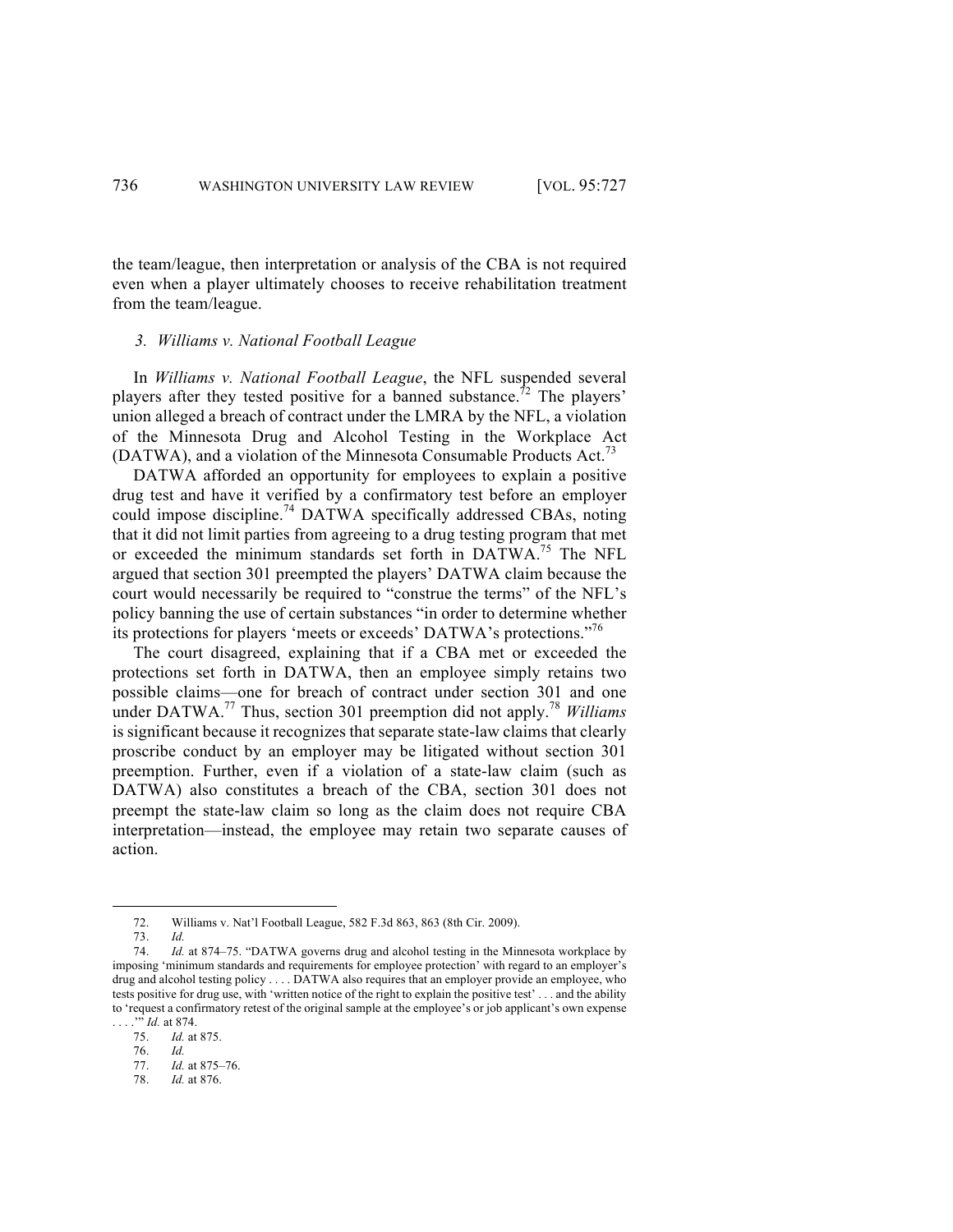the team/league, then interpretation or analysis of the CBA is not required even when a player ultimately chooses to receive rehabilitation treatment from the team/league.

### 3. *Williams v. National Football League*

In *Williams v. National Football League*, the NFL suspended several players after they tested positive for a banned substance.[72] The players' union alleged a breach of contract under the LMRA by the NFL, a violation of the Minnesota Drug and Alcohol Testing in the Workplace Act (DATWA), and a violation of the Minnesota Consumable Products Act.[73]

DATWA afforded an opportunity for employees to explain a positive drug test and have it verified by a confirmatory test before an employer could impose discipline.[74] DATWA specifically addressed CBAs, noting that it did not limit parties from agreeing to a drug testing program that met or exceeded the minimum standards set forth in DATWA.[75] The NFL argued that section 301 preempted the players' DATWA claim because the court would necessarily be required to "construe the terms" of the NFL's policy banning the use of certain substances "in order to determine whether its protections for players 'meets or exceeds' DATWA's protections."[76]

The court disagreed, explaining that if a CBA met or exceeded the protections set forth in DATWA, then an employee simply retains two possible claims—one for breach of contract under section 301 and one under DATWA.[77] Thus, section 301 preemption did not apply.[78] *Williams* is significant because it recognizes that separate state-law claims that clearly proscribe conduct by an employer may be litigated without section 301 preemption. Further, even if a violation of a state-law claim (such as DATWA) also constitutes a breach of the CBA, section 301 does not preempt the state-law claim so long as the claim does not require CBA interpretation—instead, the employee may retain two separate causes of action.

---

72. Williams v. Nat'l Football League, 582 F.3d 863, 863 (8th Cir. 2009).

73. *Id.*

74. *Id.* at 874–75. "DATWA governs drug and alcohol testing in the Minnesota workplace by imposing 'minimum standards and requirements for employee protection' with regard to an employer's drug and alcohol testing policy . . . . DATWA also requires that an employer provide an employee, who tests positive for drug use, with 'written notice of the right to explain the positive test' . . . and the ability to 'request a confirmatory retest of the original sample at the employee's or job applicant's own expense . . . .'" *Id.* at 874.

75. *Id.* at 875.

76. *Id.*

77. *Id.* at 875–76.

78. *Id.* at 876.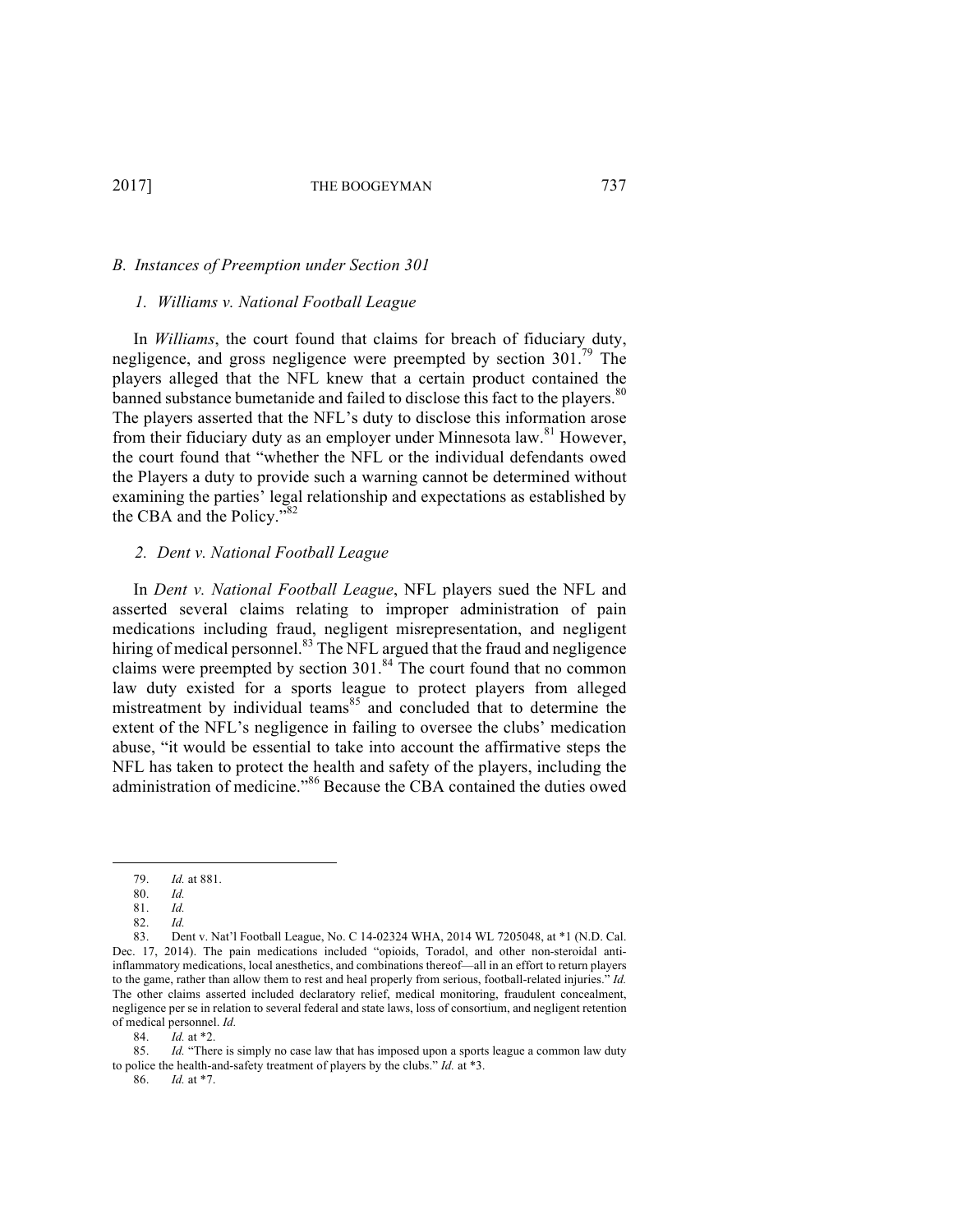### *B. Instances of Preemption under Section 301*

#### *1. Williams v. National Football League*

In *Williams*, the court found that claims for breach of fiduciary duty, negligence, and gross negligence were preempted by section 301.[79] The players alleged that the NFL knew that a certain product contained the banned substance bumetanide and failed to disclose this fact to the players.[80] The players asserted that the NFL's duty to disclose this information arose from their fiduciary duty as an employer under Minnesota law.[81] However, the court found that "whether the NFL or the individual defendants owed the Players a duty to provide such a warning cannot be determined without examining the parties' legal relationship and expectations as established by the CBA and the Policy."[82]

#### *2. Dent v. National Football League*

In *Dent v. National Football League*, NFL players sued the NFL and asserted several claims relating to improper administration of pain medications including fraud, negligent misrepresentation, and negligent hiring of medical personnel.[83] The NFL argued that the fraud and negligence claims were preempted by section 301.[84] The court found that no common law duty existed for a sports league to protect players from alleged mistreatment by individual teams[85] and concluded that to determine the extent of the NFL's negligence in failing to oversee the clubs' medication abuse, "it would be essential to take into account the affirmative steps the NFL has taken to protect the health and safety of the players, including the administration of medicine."[86] Because the CBA contained the duties owed

---

79. *Id.* at 881.

80. *Id.*

81. *Id.*

82. *Id.*

83. Dent v. Nat'l Football League, No. C 14-02324 WHA, 2014 WL 7205048, at *1 (N.D. Cal. Dec. 17, 2014). The pain medications included "opioids, Toradol, and other non-steroidal anti-inflammatory medications, local anesthetics, and combinations thereof—all in an effort to return players to the game, rather than allow them to rest and heal properly from serious, football-related injuries." *Id.* The other claims asserted included declaratory relief, medical monitoring, fraudulent concealment, negligence per se in relation to several federal and state laws, loss of consortium, and negligent retention of medical personnel. *Id.*

84. *Id.* at *2.

85. *Id.* "There is simply no case law that has imposed upon a sports league a common law duty to police the health-and-safety treatment of players by the clubs." *Id.* at *3.

86. *Id.* at *7.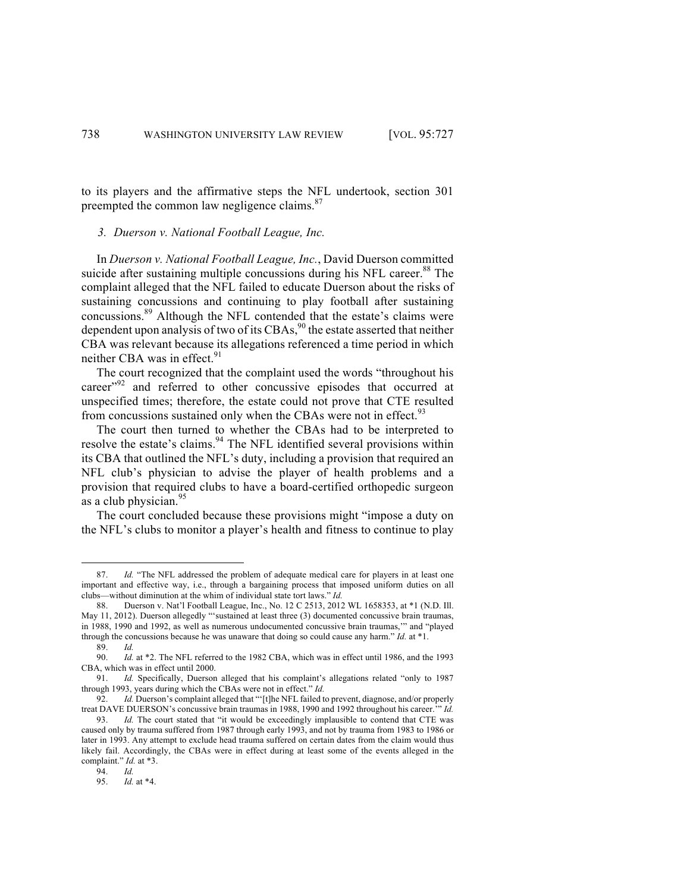to its players and the affirmative steps the NFL undertook, section 301 preempted the common law negligence claims.[87]

### *3. Duerson v. National Football League, Inc.*

In *Duerson v. National Football League, Inc.*, David Duerson committed suicide after sustaining multiple concussions during his NFL career.[88] The complaint alleged that the NFL failed to educate Duerson about the risks of sustaining concussions and continuing to play football after sustaining concussions.[89] Although the NFL contended that the estate's claims were dependent upon analysis of two of its CBAs,[90] the estate asserted that neither CBA was relevant because its allegations referenced a time period in which neither CBA was in effect.[91]

The court recognized that the complaint used the words "throughout his career"[92] and referred to other concussive episodes that occurred at unspecified times; therefore, the estate could not prove that CTE resulted from concussions sustained only when the CBAs were not in effect.[93]

The court then turned to whether the CBAs had to be interpreted to resolve the estate's claims.[94] The NFL identified several provisions within its CBA that outlined the NFL's duty, including a provision that required an NFL club's physician to advise the player of health problems and a provision that required clubs to have a board-certified orthopedic surgeon as a club physician.[95]

The court concluded because these provisions might "impose a duty on the NFL's clubs to monitor a player's health and fitness to continue to play

---

87. *Id.* "The NFL addressed the problem of adequate medical care for players in at least one important and effective way, i.e., through a bargaining process that imposed uniform duties on all clubs—without diminution at the whim of individual state tort laws." *Id.*

88. Duerson v. Nat'l Football League, Inc., No. 12 C 2513, 2012 WL 1658353, at *1 (N.D. Ill. May 11, 2012). Duerson allegedly "'sustained at least three (3) documented concussive brain traumas, in 1988, 1990 and 1992, as well as numerous undocumented concussive brain traumas,'" and "played through the concussions because he was unaware that doing so could cause any harm." *Id.* at *1.

89. *Id.*

90. *Id.* at *2. The NFL referred to the 1982 CBA, which was in effect until 1986, and the 1993 CBA, which was in effect until 2000.

91. *Id.* Specifically, Duerson alleged that his complaint's allegations related "only to 1987 through 1993, years during which the CBAs were not in effect." *Id.*

92. *Id.* Duerson's complaint alleged that "'[t]he NFL failed to prevent, diagnose, and/or properly treat DAVE DUERSON's concussive brain traumas in 1988, 1990 and 1992 throughout his career.'" *Id.*

93. *Id.* The court stated that "it would be exceedingly implausible to contend that CTE was caused only by trauma suffered from 1987 through early 1993, and not by trauma from 1983 to 1986 or later in 1993. Any attempt to exclude head trauma suffered on certain dates from the claim would thus likely fail. Accordingly, the CBAs were in effect during at least some of the events alleged in the complaint." *Id.* at *3.

94. *Id.*

95. *Id.* at *4.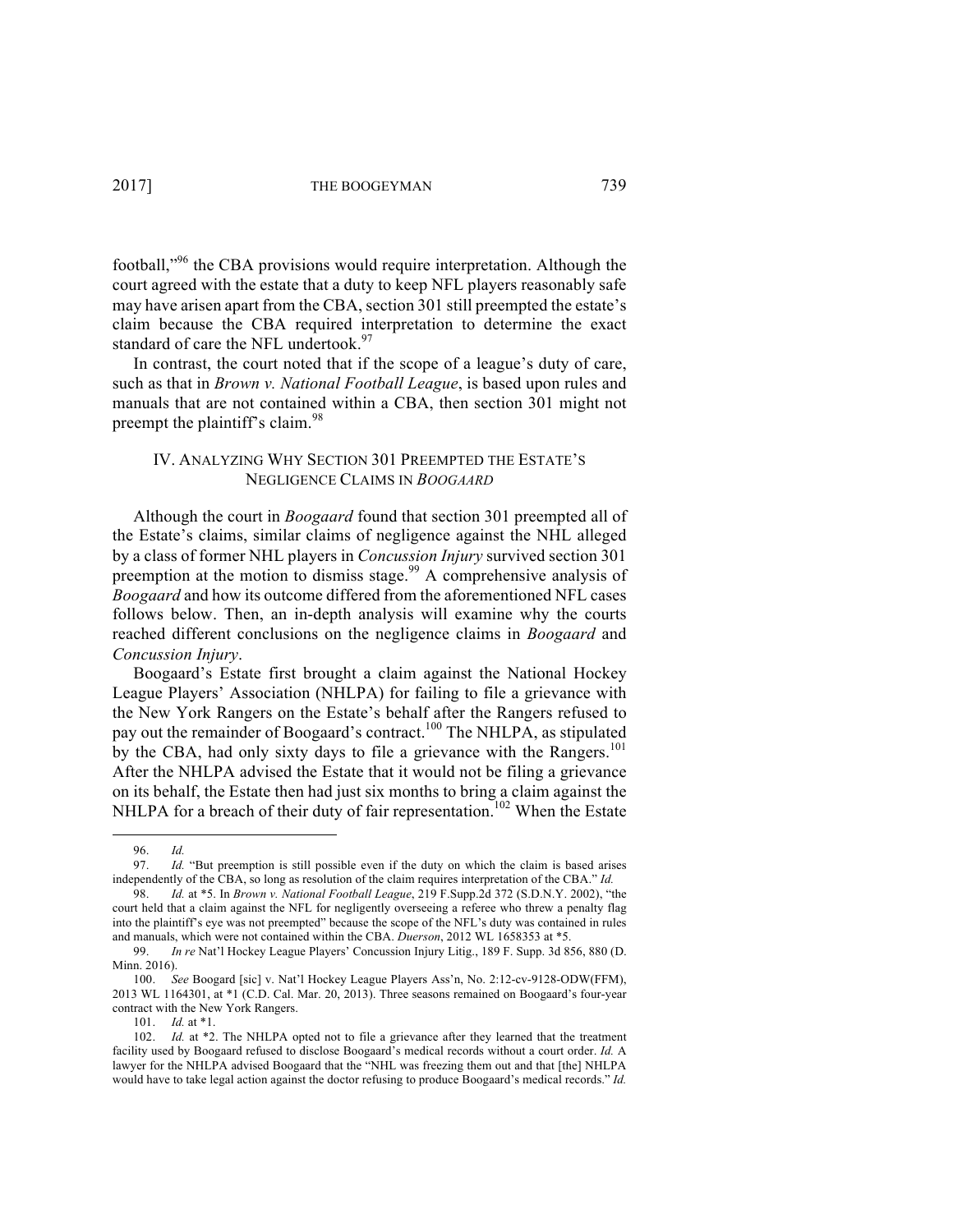football,"[96] the CBA provisions would require interpretation. Although the court agreed with the estate that a duty to keep NFL players reasonably safe may have arisen apart from the CBA, section 301 still preempted the estate's claim because the CBA required interpretation to determine the exact standard of care the NFL undertook.[97]

In contrast, the court noted that if the scope of a league's duty of care, such as that in *Brown v. National Football League*, is based upon rules and manuals that are not contained within a CBA, then section 301 might not preempt the plaintiff's claim.[98]

## IV. ANALYZING WHY SECTION 301 PREEMPTED THE ESTATE'S NEGLIGENCE CLAIMS IN *BOOGAARD*

Although the court in *Boogaard* found that section 301 preempted all of the Estate's claims, similar claims of negligence against the NHL alleged by a class of former NHL players in *Concussion Injury* survived section 301 preemption at the motion to dismiss stage.[99] A comprehensive analysis of *Boogaard* and how its outcome differed from the aforementioned NFL cases follows below. Then, an in-depth analysis will examine why the courts reached different conclusions on the negligence claims in *Boogaard* and *Concussion Injury*.

Boogaard's Estate first brought a claim against the National Hockey League Players' Association (NHLPA) for failing to file a grievance with the New York Rangers on the Estate's behalf after the Rangers refused to pay out the remainder of Boogaard's contract.[100] The NHLPA, as stipulated by the CBA, had only sixty days to file a grievance with the Rangers.[101] After the NHLPA advised the Estate that it would not be filing a grievance on its behalf, the Estate then had just six months to bring a claim against the NHLPA for a breach of their duty of fair representation.[102] When the Estate

---

96. *Id.*

97. *Id.* "But preemption is still possible even if the duty on which the claim is based arises independently of the CBA, so long as resolution of the claim requires interpretation of the CBA." *Id.*

98. *Id.* at *5. In *Brown v. National Football League*, 219 F.Supp.2d 372 (S.D.N.Y. 2002), "the court held that a claim against the NFL for negligently overseeing a referee who threw a penalty flag into the plaintiff's eye was not preempted" because the scope of the NFL's duty was contained in rules and manuals, which were not contained within the CBA. *Duerson*, 2012 WL 1658353 at *5.

99. *In re* Nat'l Hockey League Players' Concussion Injury Litig., 189 F. Supp. 3d 856, 880 (D. Minn. 2016).

100. *See* Boogard [sic] v. Nat'l Hockey League Players Ass'n, No. 2:12-cv-9128-ODW(FFM), 2013 WL 1164301, at *1 (C.D. Cal. Mar. 20, 2013). Three seasons remained on Boogaard's four-year contract with the New York Rangers.

101. *Id.* at *1.

102. *Id.* at *2. The NHLPA opted not to file a grievance after they learned that the treatment facility used by Boogaard refused to disclose Boogaard's medical records without a court order. *Id.* A lawyer for the NHLPA advised Boogaard that the "NHL was freezing them out and that [the] NHLPA would have to take legal action against the doctor refusing to produce Boogaard's medical records." *Id.*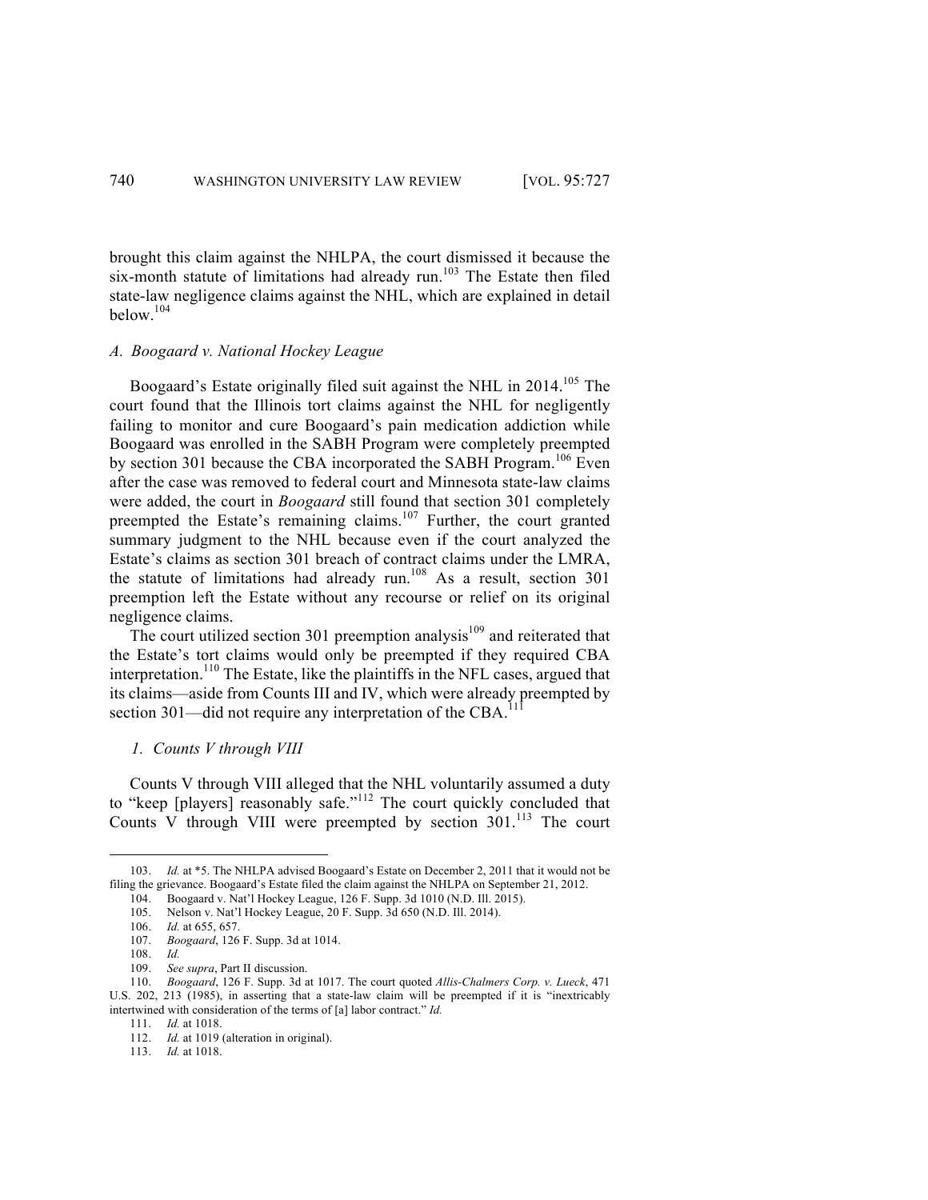brought this claim against the NHLPA, the court dismissed it because the six-month statute of limitations had already run.[103] The Estate then filed state-law negligence claims against the NHL, which are explained in detail below.[104]

### *A. Boogaard v. National Hockey League*

Boogaard's Estate originally filed suit against the NHL in 2014.[105] The court found that the Illinois tort claims against the NHL for negligently failing to monitor and cure Boogaard's pain medication addiction while Boogaard was enrolled in the SABH Program were completely preempted by section 301 because the CBA incorporated the SABH Program.[106] Even after the case was removed to federal court and Minnesota state-law claims were added, the court in *Boogaard* still found that section 301 completely preempted the Estate's remaining claims.[107] Further, the court granted summary judgment to the NHL because even if the court analyzed the Estate's claims as section 301 breach of contract claims under the LMRA, the statute of limitations had already run.[108] As a result, section 301 preemption left the Estate without any recourse or relief on its original negligence claims.

The court utilized section 301 preemption analysis[109] and reiterated that the Estate's tort claims would only be preempted if they required CBA interpretation.[110] The Estate, like the plaintiffs in the NFL cases, argued that its claims—aside from Counts III and IV, which were already preempted by section 301—did not require any interpretation of the CBA.[111]

#### *1. Counts V through VIII*

Counts V through VIII alleged that the NHL voluntarily assumed a duty to "keep [players] reasonably safe."[112] The court quickly concluded that Counts V through VIII were preempted by section 301.[113] The court

---

103. *Id.* at \*5. The NHLPA advised Boogaard's Estate on December 2, 2011 that it would not be filing the grievance. Boogaard's Estate filed the claim against the NHLPA on September 21, 2012.

104. Boogaard v. Nat'l Hockey League, 126 F. Supp. 3d 1010 (N.D. Ill. 2015).

105. Nelson v. Nat'l Hockey League, 20 F. Supp. 3d 650 (N.D. Ill. 2014).

106. *Id.* at 655, 657.

107. *Boogaard*, 126 F. Supp. 3d at 1014.

108. *Id.*

109. *See supra*, Part II discussion.

110. *Boogaard*, 126 F. Supp. 3d at 1017. The court quoted *Allis-Chalmers Corp. v. Lueck*, 471 U.S. 202, 213 (1985), in asserting that a state-law claim will be preempted if it is "inextricably intertwined with consideration of the terms of [a] labor contract." *Id.*

111. *Id.* at 1018.

112. *Id.* at 1019 (alteration in original).

113. *Id.* at 1018.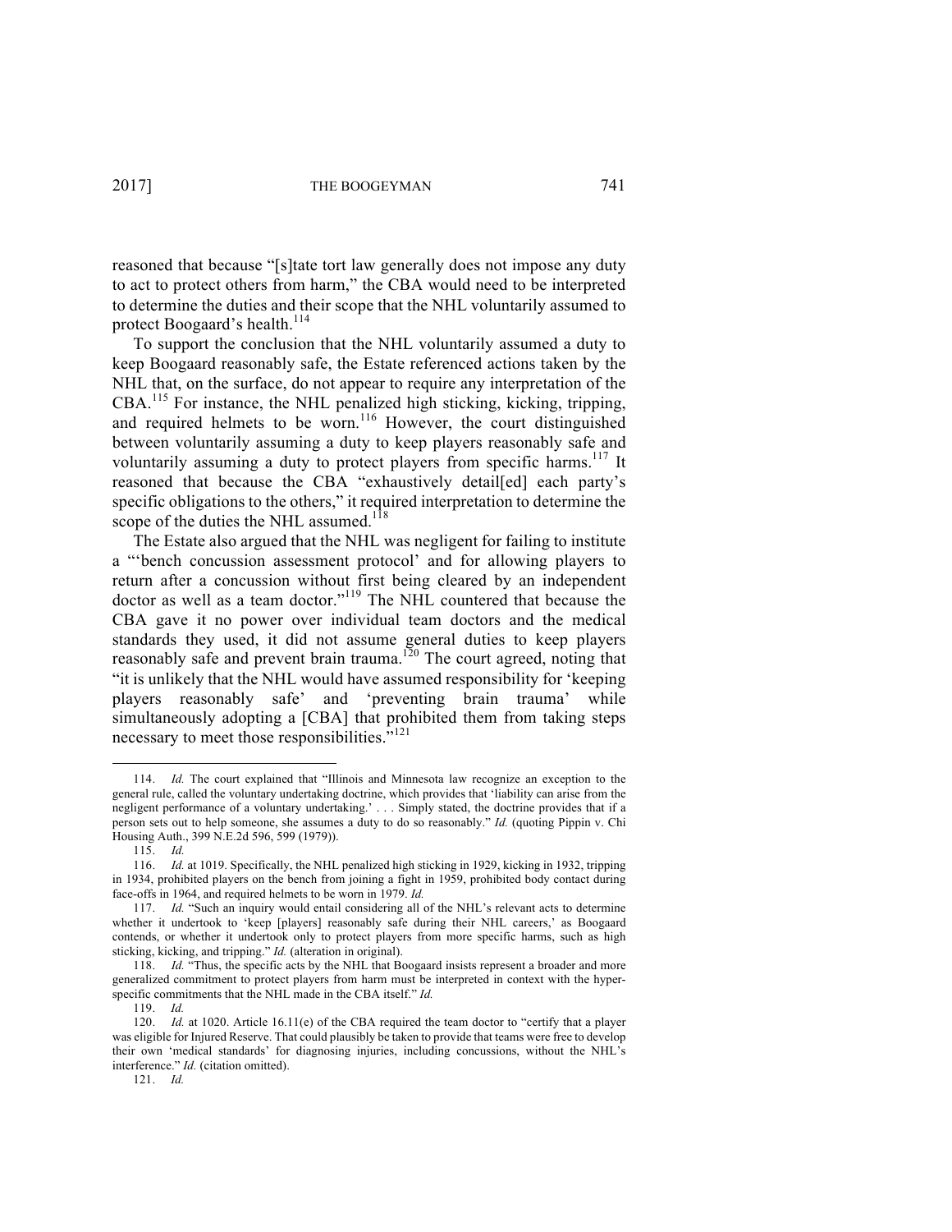reasoned that because "[s]tate tort law generally does not impose any duty to act to protect others from harm," the CBA would need to be interpreted to determine the duties and their scope that the NHL voluntarily assumed to protect Boogaard's health.[114]

To support the conclusion that the NHL voluntarily assumed a duty to keep Boogaard reasonably safe, the Estate referenced actions taken by the NHL that, on the surface, do not appear to require any interpretation of the CBA.[115] For instance, the NHL penalized high sticking, kicking, tripping, and required helmets to be worn.[116] However, the court distinguished between voluntarily assuming a duty to keep players reasonably safe and voluntarily assuming a duty to protect players from specific harms.[117] It reasoned that because the CBA "exhaustively detail[ed] each party's specific obligations to the others," it required interpretation to determine the scope of the duties the NHL assumed.[118]

The Estate also argued that the NHL was negligent for failing to institute a "'bench concussion assessment protocol' and for allowing players to return after a concussion without first being cleared by an independent doctor as well as a team doctor."[119] The NHL countered that because the CBA gave it no power over individual team doctors and the medical standards they used, it did not assume general duties to keep players reasonably safe and prevent brain trauma.[120] The court agreed, noting that "it is unlikely that the NHL would have assumed responsibility for 'keeping players reasonably safe' and 'preventing brain trauma' while simultaneously adopting a [CBA] that prohibited them from taking steps necessary to meet those responsibilities."[121]

---

114. *Id.* The court explained that "Illinois and Minnesota law recognize an exception to the general rule, called the voluntary undertaking doctrine, which provides that 'liability can arise from the negligent performance of a voluntary undertaking.' . . . Simply stated, the doctrine provides that if a person sets out to help someone, she assumes a duty to do so reasonably." *Id.* (quoting Pippin v. Chi Housing Auth., 399 N.E.2d 596, 599 (1979)).

115. *Id.*

116. *Id.* at 1019. Specifically, the NHL penalized high sticking in 1929, kicking in 1932, tripping in 1934, prohibited players on the bench from joining a fight in 1959, prohibited body contact during face-offs in 1964, and required helmets to be worn in 1979. *Id.*

117. *Id.* "Such an inquiry would entail considering all of the NHL's relevant acts to determine whether it undertook to 'keep [players] reasonably safe during their NHL careers,' as Boogaard contends, or whether it undertook only to protect players from more specific harms, such as high sticking, kicking, and tripping." *Id.* (alteration in original).

118. *Id.* "Thus, the specific acts by the NHL that Boogaard insists represent a broader and more generalized commitment to protect players from harm must be interpreted in context with the hyper-specific commitments that the NHL made in the CBA itself." *Id.*

119. *Id.*

120. *Id.* at 1020. Article 16.11(e) of the CBA required the team doctor to "certify that a player was eligible for Injured Reserve. That could plausibly be taken to provide that teams were free to develop their own 'medical standards' for diagnosing injuries, including concussions, without the NHL's interference." *Id.* (citation omitted).

121. *Id.*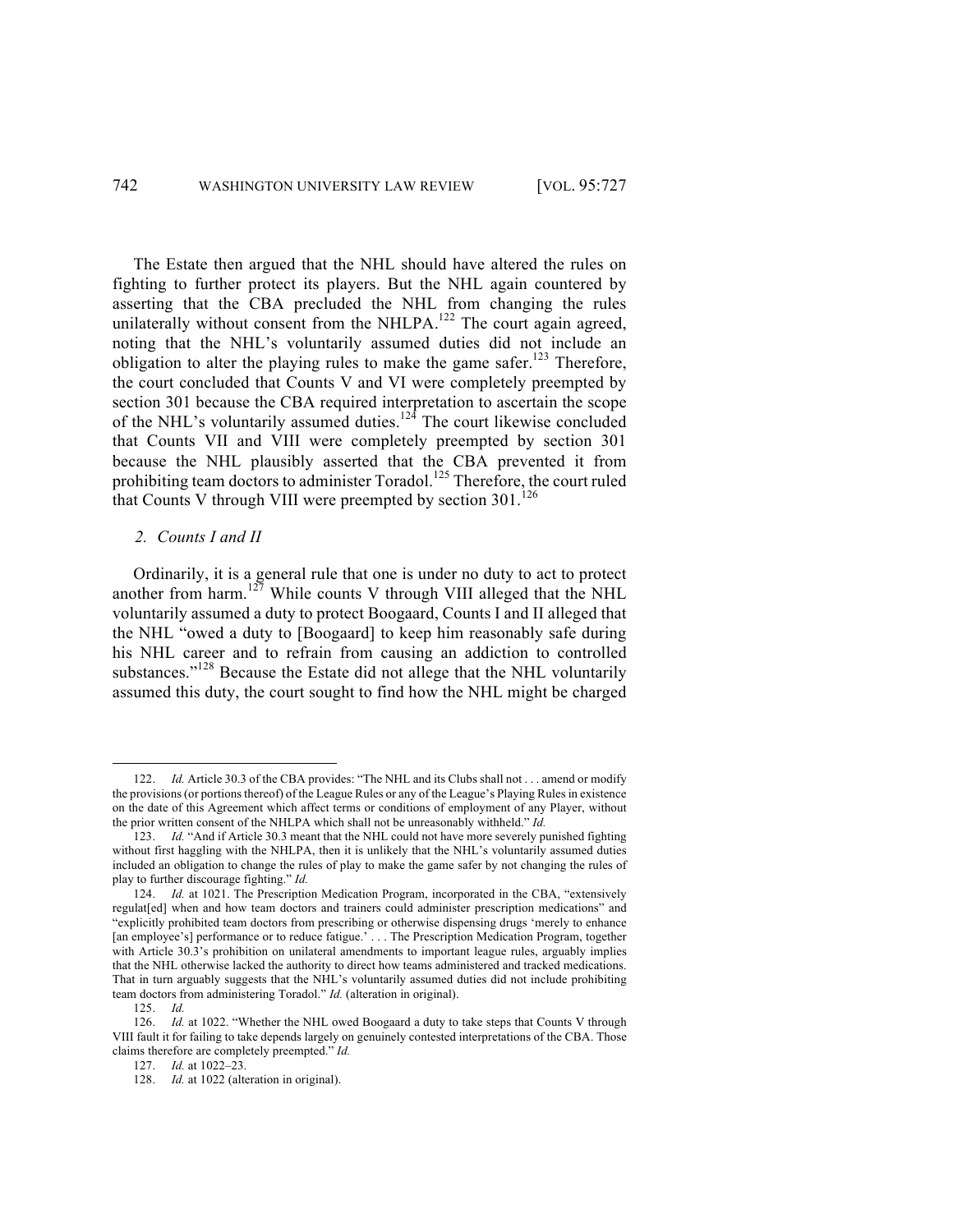The Estate then argued that the NHL should have altered the rules on fighting to further protect its players. But the NHL again countered by asserting that the CBA precluded the NHL from changing the rules unilaterally without consent from the NHLPA.[122] The court again agreed, noting that the NHL's voluntarily assumed duties did not include an obligation to alter the playing rules to make the game safer.[123] Therefore, the court concluded that Counts V and VI were completely preempted by section 301 because the CBA required interpretation to ascertain the scope of the NHL's voluntarily assumed duties.[124] The court likewise concluded that Counts VII and VIII were completely preempted by section 301 because the NHL plausibly asserted that the CBA prevented it from prohibiting team doctors to administer Toradol.[125] Therefore, the court ruled that Counts V through VIII were preempted by section 301.[126]

*2. Counts I and II*

Ordinarily, it is a general rule that one is under no duty to act to protect another from harm.[127] While counts V through VIII alleged that the NHL voluntarily assumed a duty to protect Boogaard, Counts I and II alleged that the NHL "owed a duty to [Boogaard] to keep him reasonably safe during his NHL career and to refrain from causing an addiction to controlled substances."[128] Because the Estate did not allege that the NHL voluntarily assumed this duty, the court sought to find how the NHL might be charged

---

122. *Id.* Article 30.3 of the CBA provides: "The NHL and its Clubs shall not . . . amend or modify the provisions (or portions thereof) of the League Rules or any of the League's Playing Rules in existence on the date of this Agreement which affect terms or conditions of employment of any Player, without the prior written consent of the NHLPA which shall not be unreasonably withheld." *Id.*

123. *Id.* "And if Article 30.3 meant that the NHL could not have more severely punished fighting without first haggling with the NHLPA, then it is unlikely that the NHL's voluntarily assumed duties included an obligation to change the rules of play to make the game safer by not changing the rules of play to further discourage fighting." *Id.*

124. *Id.* at 1021. The Prescription Medication Program, incorporated in the CBA, "extensively regulat[ed] when and how team doctors and trainers could administer prescription medications" and "explicitly prohibited team doctors from prescribing or otherwise dispensing drugs 'merely to enhance [an employee's] performance or to reduce fatigue.' . . . The Prescription Medication Program, together with Article 30.3's prohibition on unilateral amendments to important league rules, arguably implies that the NHL otherwise lacked the authority to direct how teams administered and tracked medications. That in turn arguably suggests that the NHL's voluntarily assumed duties did not include prohibiting team doctors from administering Toradol." *Id.* (alteration in original).

125. *Id.*

126. *Id.* at 1022. "Whether the NHL owed Boogaard a duty to take steps that Counts V through VIII fault it for failing to take depends largely on genuinely contested interpretations of the CBA. Those claims therefore are completely preempted." *Id.*

127. *Id.* at 1022–23.

128. *Id.* at 1022 (alteration in original).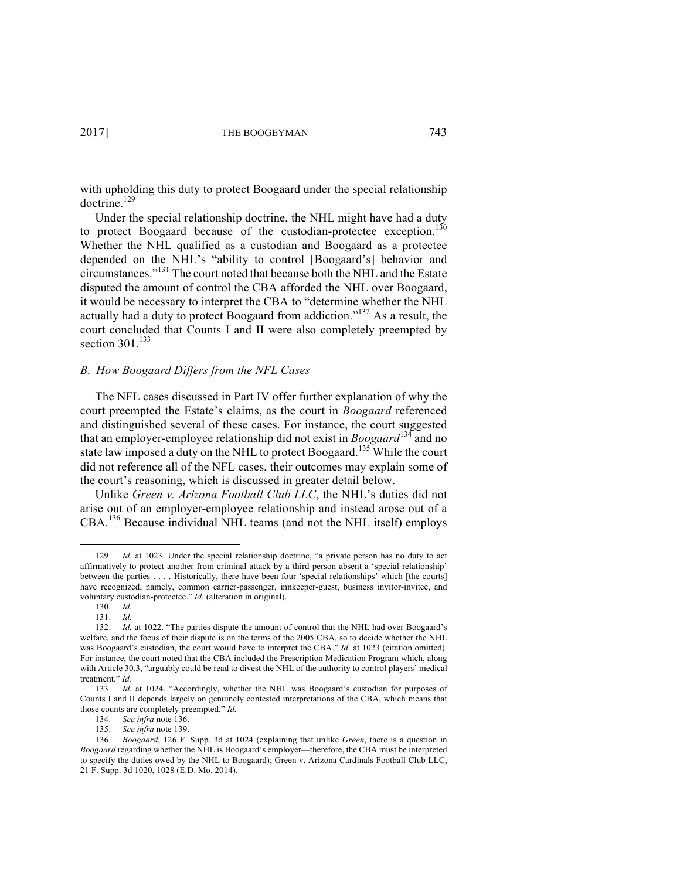with upholding this duty to protect Boogaard under the special relationship doctrine.[129]

Under the special relationship doctrine, the NHL might have had a duty to protect Boogaard because of the custodian-protectee exception.[130] Whether the NHL qualified as a custodian and Boogaard as a protectee depended on the NHL's "ability to control [Boogaard's] behavior and circumstances."[131] The court noted that because both the NHL and the Estate disputed the amount of control the CBA afforded the NHL over Boogaard, it would be necessary to interpret the CBA to "determine whether the NHL actually had a duty to protect Boogaard from addiction."[132] As a result, the court concluded that Counts I and II were also completely preempted by section 301.[133]

### *B. How Boogaard Differs from the NFL Cases*

The NFL cases discussed in Part IV offer further explanation of why the court preempted the Estate's claims, as the court in *Boogaard* referenced and distinguished several of these cases. For instance, the court suggested that an employer-employee relationship did not exist in *Boogaard*[134] and no state law imposed a duty on the NHL to protect Boogaard.[135] While the court did not reference all of the NFL cases, their outcomes may explain some of the court's reasoning, which is discussed in greater detail below.

Unlike *Green v. Arizona Football Club LLC*, the NHL's duties did not arise out of an employer-employee relationship and instead arose out of a CBA.[136] Because individual NHL teams (and not the NHL itself) employs

---

129. *Id.* at 1023. Under the special relationship doctrine, "a private person has no duty to act affirmatively to protect another from criminal attack by a third person absent a 'special relationship' between the parties . . . . Historically, there have been four 'special relationships' which [the courts] have recognized, namely, common carrier-passenger, innkeeper-guest, business invitor-invitee, and voluntary custodian-protectee." *Id.* (alteration in original).

130. *Id.*

131. *Id.*

132. *Id.* at 1022. "The parties dispute the amount of control that the NHL had over Boogaard's welfare, and the focus of their dispute is on the terms of the 2005 CBA, so to decide whether the NHL was Boogaard's custodian, the court would have to interpret the CBA." *Id.* at 1023 (citation omitted). For instance, the court noted that the CBA included the Prescription Medication Program which, along with Article 30.3, "arguably could be read to divest the NHL of the authority to control players' medical treatment." *Id.*

133. *Id.* at 1024. "Accordingly, whether the NHL was Boogaard's custodian for purposes of Counts I and II depends largely on genuinely contested interpretations of the CBA, which means that those counts are completely preempted." *Id.*

134. *See infra* note 136.

135. *See infra* note 139.

136. *Boogaard*, 126 F. Supp. 3d at 1024 (explaining that unlike *Green*, there is a question in *Boogaard* regarding whether the NHL is Boogaard's employer—therefore, the CBA must be interpreted to specify the duties owed by the NHL to Boogaard); Green v. Arizona Cardinals Football Club LLC, 21 F. Supp. 3d 1020, 1028 (E.D. Mo. 2014).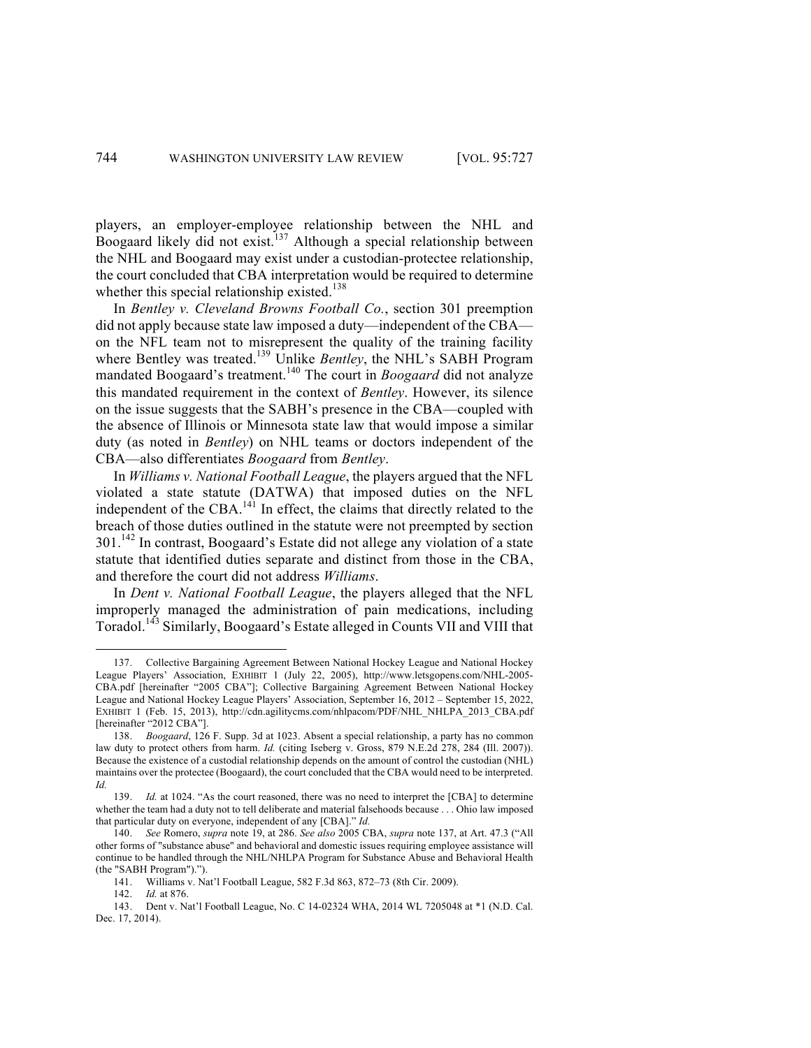players, an employer-employee relationship between the NHL and Boogaard likely did not exist.[137] Although a special relationship between the NHL and Boogaard may exist under a custodian-protectee relationship, the court concluded that CBA interpretation would be required to determine whether this special relationship existed.[138]

In *Bentley v. Cleveland Browns Football Co.*, section 301 preemption did not apply because state law imposed a duty—independent of the CBA—on the NFL team not to misrepresent the quality of the training facility where Bentley was treated.[139] Unlike *Bentley*, the NHL's SABH Program mandated Boogaard's treatment.[140] The court in *Boogaard* did not analyze this mandated requirement in the context of *Bentley*. However, its silence on the issue suggests that the SABH's presence in the CBA—coupled with the absence of Illinois or Minnesota state law that would impose a similar duty (as noted in *Bentley*) on NHL teams or doctors independent of the CBA—also differentiates *Boogaard* from *Bentley*.

In *Williams v. National Football League*, the players argued that the NFL violated a state statute (DATWA) that imposed duties on the NFL independent of the CBA.[141] In effect, the claims that directly related to the breach of those duties outlined in the statute were not preempted by section 301.[142] In contrast, Boogaard's Estate did not allege any violation of a state statute that identified duties separate and distinct from those in the CBA, and therefore the court did not address *Williams*.

In *Dent v. National Football League*, the players alleged that the NFL improperly managed the administration of pain medications, including Toradol.[143] Similarly, Boogaard's Estate alleged in Counts VII and VIII that

---

137. Collective Bargaining Agreement Between National Hockey League and National Hockey League Players' Association, EXHIBIT 1 (July 22, 2005), http://www.letsgopens.com/NHL-2005-CBA.pdf [hereinafter "2005 CBA"]; Collective Bargaining Agreement Between National Hockey League and National Hockey League Players' Association, September 16, 2012 – September 15, 2022, EXHIBIT 1 (Feb. 15, 2013), http://cdn.agilitycms.com/nhlpacom/PDF/NHL_NHLPA_2013_CBA.pdf [hereinafter "2012 CBA"].

138. *Boogaard*, 126 F. Supp. 3d at 1023. Absent a special relationship, a party has no common law duty to protect others from harm. *Id.* (citing Iseberg v. Gross, 879 N.E.2d 278, 284 (Ill. 2007)). Because the existence of a custodial relationship depends on the amount of control the custodian (NHL) maintains over the protectee (Boogaard), the court concluded that the CBA would need to be interpreted. *Id.*

139. *Id.* at 1024. "As the court reasoned, there was no need to interpret the [CBA] to determine whether the team had a duty not to tell deliberate and material falsehoods because . . . Ohio law imposed that particular duty on everyone, independent of any [CBA]." *Id.*

140. *See* Romero, *supra* note 19, at 286. *See also* 2005 CBA, *supra* note 137, at Art. 47.3 ("All other forms of "substance abuse" and behavioral and domestic issues requiring employee assistance will continue to be handled through the NHL/NHLPA Program for Substance Abuse and Behavioral Health (the "SABH Program").").

141. Williams v. Nat'l Football League, 582 F.3d 863, 872–73 (8th Cir. 2009).

142. *Id.* at 876.

143. Dent v. Nat'l Football League, No. C 14-02324 WHA, 2014 WL 7205048 at *1 (N.D. Cal. Dec. 17, 2014).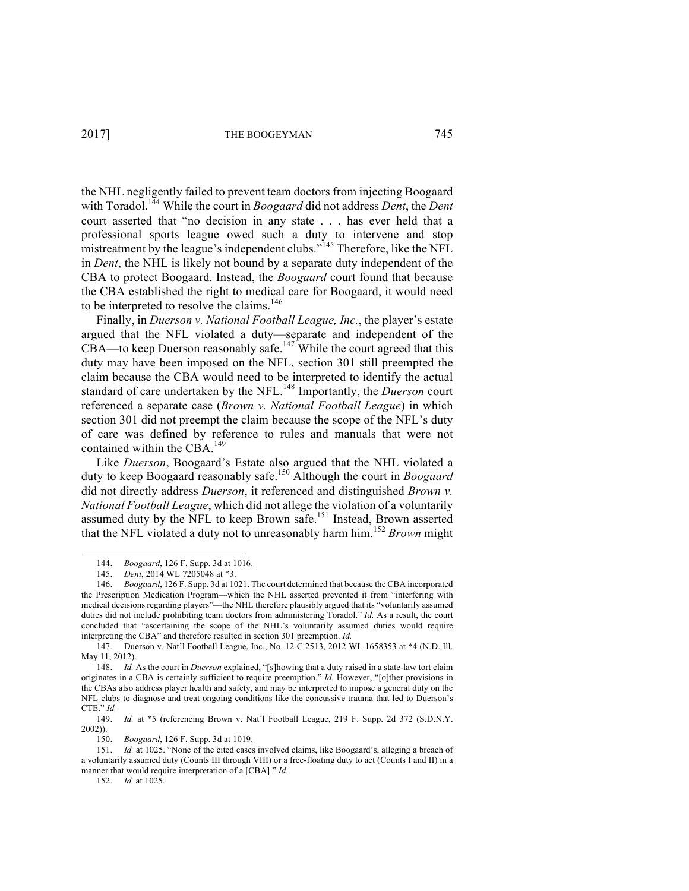the NHL negligently failed to prevent team doctors from injecting Boogaard with Toradol.[144] While the court in *Boogaard* did not address *Dent*, the *Dent* court asserted that "no decision in any state . . . has ever held that a professional sports league owed such a duty to intervene and stop mistreatment by the league's independent clubs."[145] Therefore, like the NFL in *Dent*, the NHL is likely not bound by a separate duty independent of the CBA to protect Boogaard. Instead, the *Boogaard* court found that because the CBA established the right to medical care for Boogaard, it would need to be interpreted to resolve the claims.[146]

Finally, in *Duerson v. National Football League, Inc.*, the player's estate argued that the NFL violated a duty—separate and independent of the CBA—to keep Duerson reasonably safe.[147] While the court agreed that this duty may have been imposed on the NFL, section 301 still preempted the claim because the CBA would need to be interpreted to identify the actual standard of care undertaken by the NFL.[148] Importantly, the *Duerson* court referenced a separate case (*Brown v. National Football League*) in which section 301 did not preempt the claim because the scope of the NFL's duty of care was defined by reference to rules and manuals that were not contained within the CBA.[149]

Like *Duerson*, Boogaard's Estate also argued that the NHL violated a duty to keep Boogaard reasonably safe.[150] Although the court in *Boogaard* did not directly address *Duerson*, it referenced and distinguished *Brown v. National Football League*, which did not allege the violation of a voluntarily assumed duty by the NFL to keep Brown safe.[151] Instead, Brown asserted that the NFL violated a duty not to unreasonably harm him.[152] *Brown* might

---

144. *Boogaard*, 126 F. Supp. 3d at 1016.

145. *Dent*, 2014 WL 7205048 at *3.

146. *Boogaard*, 126 F. Supp. 3d at 1021. The court determined that because the CBA incorporated the Prescription Medication Program—which the NHL asserted prevented it from "interfering with medical decisions regarding players"—the NHL therefore plausibly argued that its "voluntarily assumed duties did not include prohibiting team doctors from administering Toradol." *Id.* As a result, the court concluded that "ascertaining the scope of the NHL's voluntarily assumed duties would require interpreting the CBA" and therefore resulted in section 301 preemption. *Id.*

147. Duerson v. Nat'l Football League, Inc., No. 12 C 2513, 2012 WL 1658353 at *4 (N.D. Ill. May 11, 2012).

148. *Id.* As the court in *Duerson* explained, "[s]howing that a duty raised in a state-law tort claim originates in a CBA is certainly sufficient to require preemption." *Id.* However, "[o]ther provisions in the CBAs also address player health and safety, and may be interpreted to impose a general duty on the NFL clubs to diagnose and treat ongoing conditions like the concussive trauma that led to Duerson's CTE." *Id.*

149. *Id.* at *5 (referencing Brown v. Nat'l Football League, 219 F. Supp. 2d 372 (S.D.N.Y. 2002)).

150. *Boogaard*, 126 F. Supp. 3d at 1019.

151. *Id.* at 1025. "None of the cited cases involved claims, like Boogaard's, alleging a breach of a voluntarily assumed duty (Counts III through VIII) or a free-floating duty to act (Counts I and II) in a manner that would require interpretation of a [CBA]." *Id.*

152. *Id.* at 1025.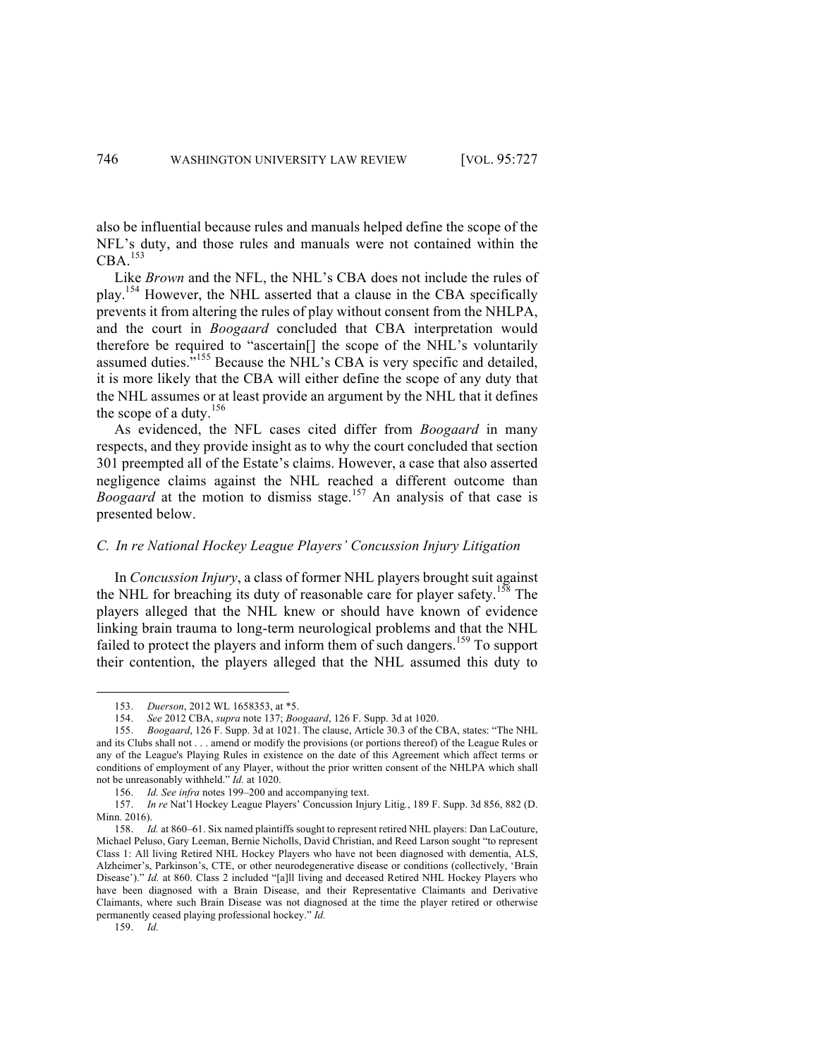also be influential because rules and manuals helped define the scope of the NFL's duty, and those rules and manuals were not contained within the CBA.[153]

Like *Brown* and the NFL, the NHL's CBA does not include the rules of play.[154] However, the NHL asserted that a clause in the CBA specifically prevents it from altering the rules of play without consent from the NHLPA, and the court in *Boogaard* concluded that CBA interpretation would therefore be required to "ascertain[] the scope of the NHL's voluntarily assumed duties."[155] Because the NHL's CBA is very specific and detailed, it is more likely that the CBA will either define the scope of any duty that the NHL assumes or at least provide an argument by the NHL that it defines the scope of a duty.[156]

As evidenced, the NFL cases cited differ from *Boogaard* in many respects, and they provide insight as to why the court concluded that section 301 preempted all of the Estate's claims. However, a case that also asserted negligence claims against the NHL reached a different outcome than *Boogaard* at the motion to dismiss stage.[157] An analysis of that case is presented below.

### *C. In re National Hockey League Players' Concussion Injury Litigation*

In *Concussion Injury*, a class of former NHL players brought suit against the NHL for breaching its duty of reasonable care for player safety.[158] The players alleged that the NHL knew or should have known of evidence linking brain trauma to long-term neurological problems and that the NHL failed to protect the players and inform them of such dangers.[159] To support their contention, the players alleged that the NHL assumed this duty to

---

153. *Duerson*, 2012 WL 1658353, at *5.

154. *See* 2012 CBA, *supra* note 137; *Boogaard*, 126 F. Supp. 3d at 1020.

155. *Boogaard*, 126 F. Supp. 3d at 1021. The clause, Article 30.3 of the CBA, states: "The NHL and its Clubs shall not . . . amend or modify the provisions (or portions thereof) of the League Rules or any of the League's Playing Rules in existence on the date of this Agreement which affect terms or conditions of employment of any Player, without the prior written consent of the NHLPA which shall not be unreasonably withheld." *Id.* at 1020.

156. *Id. See infra* notes 199–200 and accompanying text.

157. *In re* Nat'l Hockey League Players' Concussion Injury Litig., 189 F. Supp. 3d 856, 882 (D. Minn. 2016).

158. *Id.* at 860–61. Six named plaintiffs sought to represent retired NHL players: Dan LaCouture, Michael Peluso, Gary Leeman, Bernie Nicholls, David Christian, and Reed Larson sought "to represent Class 1: All living Retired NHL Hockey Players who have not been diagnosed with dementia, ALS, Alzheimer's, Parkinson's, CTE, or other neurodegenerative disease or conditions (collectively, 'Brain Disease')." *Id.* at 860. Class 2 included "[a]ll living and deceased Retired NHL Hockey Players who have been diagnosed with a Brain Disease, and their Representative Claimants and Derivative Claimants, where such Brain Disease was not diagnosed at the time the player retired or otherwise permanently ceased playing professional hockey." *Id.*

159. *Id.*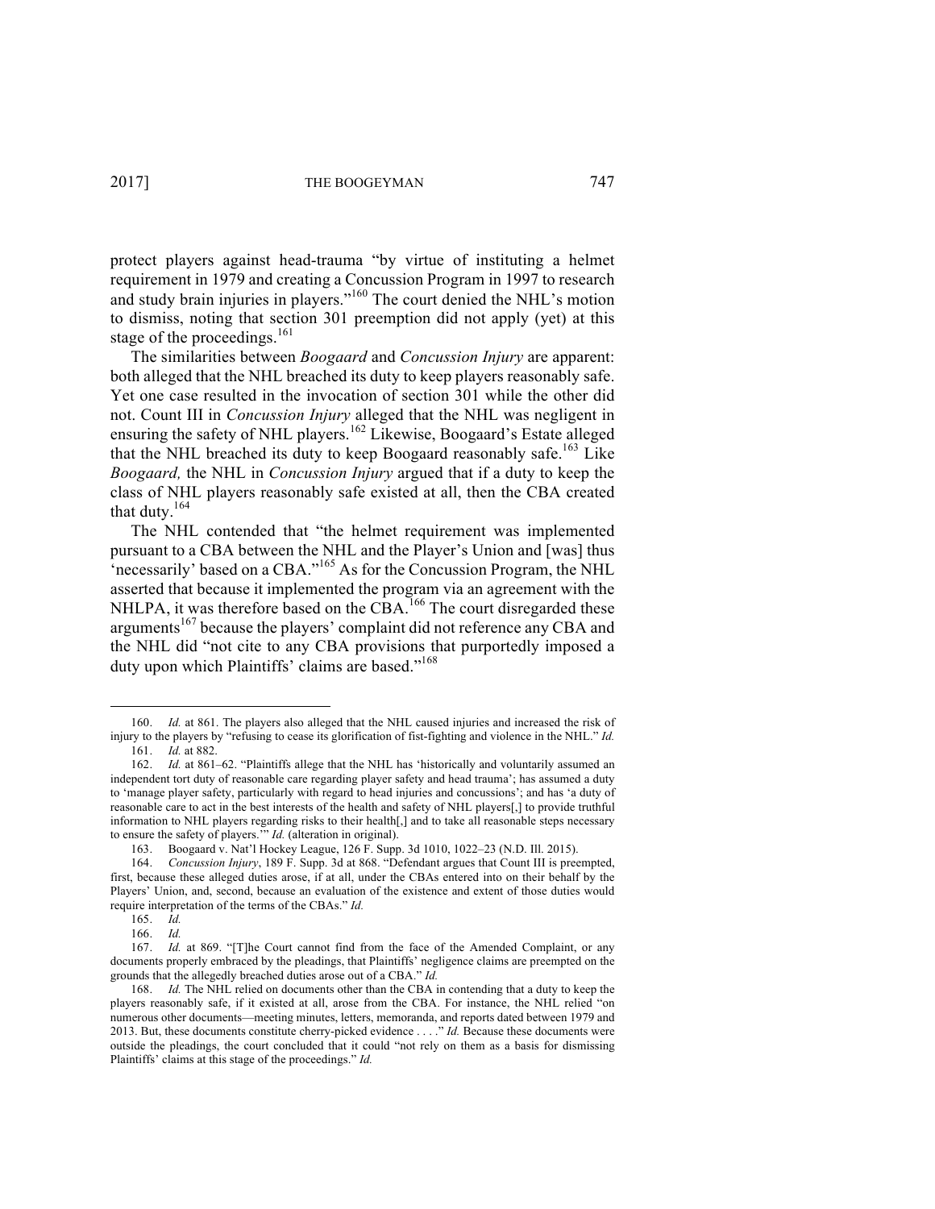protect players against head-trauma "by virtue of instituting a helmet requirement in 1979 and creating a Concussion Program in 1997 to research and study brain injuries in players."[160] The court denied the NHL's motion to dismiss, noting that section 301 preemption did not apply (yet) at this stage of the proceedings.[161]

The similarities between *Boogaard* and *Concussion Injury* are apparent: both alleged that the NHL breached its duty to keep players reasonably safe. Yet one case resulted in the invocation of section 301 while the other did not. Count III in *Concussion Injury* alleged that the NHL was negligent in ensuring the safety of NHL players.[162] Likewise, Boogaard's Estate alleged that the NHL breached its duty to keep Boogaard reasonably safe.[163] Like *Boogaard,* the NHL in *Concussion Injury* argued that if a duty to keep the class of NHL players reasonably safe existed at all, then the CBA created that duty.[164]

The NHL contended that "the helmet requirement was implemented pursuant to a CBA between the NHL and the Player's Union and [was] thus 'necessarily' based on a CBA."[165] As for the Concussion Program, the NHL asserted that because it implemented the program via an agreement with the NHLPA, it was therefore based on the CBA.[166] The court disregarded these arguments[167] because the players' complaint did not reference any CBA and the NHL did "not cite to any CBA provisions that purportedly imposed a duty upon which Plaintiffs' claims are based."[168]

---

160. *Id.* at 861. The players also alleged that the NHL caused injuries and increased the risk of injury to the players by "refusing to cease its glorification of fist-fighting and violence in the NHL." *Id.*

161. *Id.* at 882.

162. *Id.* at 861–62. "Plaintiffs allege that the NHL has 'historically and voluntarily assumed an independent tort duty of reasonable care regarding player safety and head trauma'; has assumed a duty to 'manage player safety, particularly with regard to head injuries and concussions'; and has 'a duty of reasonable care to act in the best interests of the health and safety of NHL players[,] to provide truthful information to NHL players regarding risks to their health[,] and to take all reasonable steps necessary to ensure the safety of players.'" *Id.* (alteration in original).

163. Boogaard v. Nat'l Hockey League, 126 F. Supp. 3d 1010, 1022–23 (N.D. Ill. 2015).

164. *Concussion Injury*, 189 F. Supp. 3d at 868. "Defendant argues that Count III is preempted, first, because these alleged duties arose, if at all, under the CBAs entered into on their behalf by the Players' Union, and, second, because an evaluation of the existence and extent of those duties would require interpretation of the terms of the CBAs." *Id.*

165. *Id.*

166. *Id.*

167. *Id.* at 869. "[T]he Court cannot find from the face of the Amended Complaint, or any documents properly embraced by the pleadings, that Plaintiffs' negligence claims are preempted on the grounds that the allegedly breached duties arose out of a CBA." *Id.*

168. *Id.* The NHL relied on documents other than the CBA in contending that a duty to keep the players reasonably safe, if it existed at all, arose from the CBA. For instance, the NHL relied "on numerous other documents—meeting minutes, letters, memoranda, and reports dated between 1979 and 2013. But, these documents constitute cherry-picked evidence . . . ." *Id.* Because these documents were outside the pleadings, the court concluded that it could "not rely on them as a basis for dismissing Plaintiffs' claims at this stage of the proceedings." *Id.*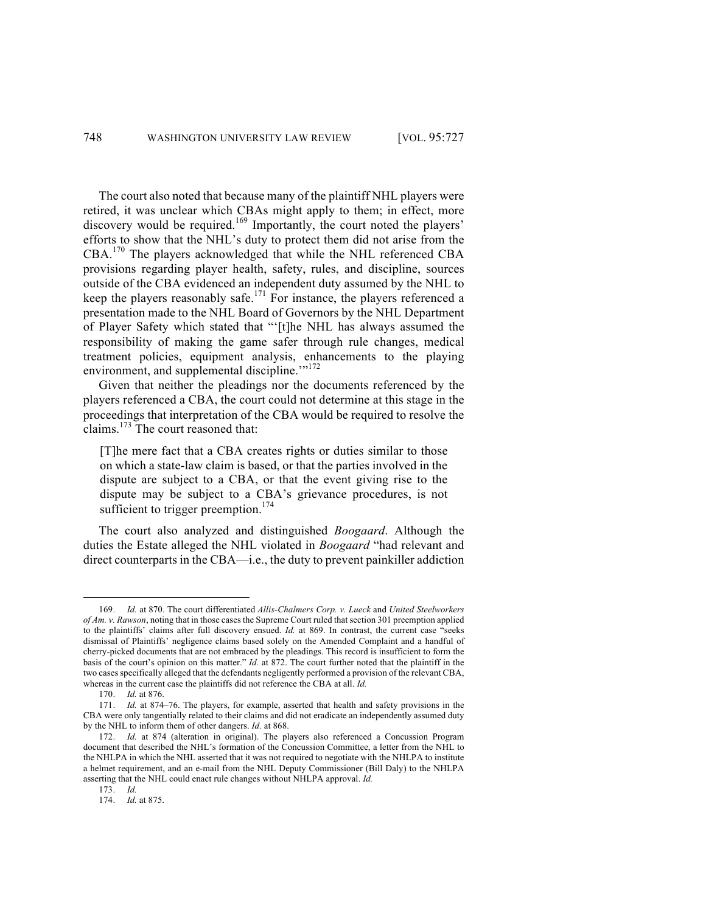The court also noted that because many of the plaintiff NHL players were retired, it was unclear which CBAs might apply to them; in effect, more discovery would be required.[169] Importantly, the court noted the players' efforts to show that the NHL's duty to protect them did not arise from the CBA.[170] The players acknowledged that while the NHL referenced CBA provisions regarding player health, safety, rules, and discipline, sources outside of the CBA evidenced an independent duty assumed by the NHL to keep the players reasonably safe.[171] For instance, the players referenced a presentation made to the NHL Board of Governors by the NHL Department of Player Safety which stated that "'[t]he NHL has always assumed the responsibility of making the game safer through rule changes, medical treatment policies, equipment analysis, enhancements to the playing environment, and supplemental discipline.'"[172]

Given that neither the pleadings nor the documents referenced by the players referenced a CBA, the court could not determine at this stage in the proceedings that interpretation of the CBA would be required to resolve the claims.[173] The court reasoned that:

> [T]he mere fact that a CBA creates rights or duties similar to those on which a state-law claim is based, or that the parties involved in the dispute are subject to a CBA, or that the event giving rise to the dispute may be subject to a CBA's grievance procedures, is not sufficient to trigger preemption.[174]

The court also analyzed and distinguished *Boogaard*. Although the duties the Estate alleged the NHL violated in *Boogaard* "had relevant and direct counterparts in the CBA—i.e., the duty to prevent painkiller addiction

---

169. *Id.* at 870. The court differentiated *Allis-Chalmers Corp. v. Lueck* and *United Steelworkers of Am. v. Rawson*, noting that in those cases the Supreme Court ruled that section 301 preemption applied to the plaintiffs' claims after full discovery ensued. *Id.* at 869. In contrast, the current case "seeks dismissal of Plaintiffs' negligence claims based solely on the Amended Complaint and a handful of cherry-picked documents that are not embraced by the pleadings. This record is insufficient to form the basis of the court's opinion on this matter." *Id.* at 872. The court further noted that the plaintiff in the two cases specifically alleged that the defendants negligently performed a provision of the relevant CBA, whereas in the current case the plaintiffs did not reference the CBA at all. *Id.*

170. *Id.* at 876.

171. *Id.* at 874–76. The players, for example, asserted that health and safety provisions in the CBA were only tangentially related to their claims and did not eradicate an independently assumed duty by the NHL to inform them of other dangers. *Id.* at 868.

172. *Id.* at 874 (alteration in original). The players also referenced a Concussion Program document that described the NHL's formation of the Concussion Committee, a letter from the NHL to the NHLPA in which the NHL asserted that it was not required to negotiate with the NHLPA to institute a helmet requirement, and an e-mail from the NHL Deputy Commissioner (Bill Daly) to the NHLPA asserting that the NHL could enact rule changes without NHLPA approval. *Id.*

173. *Id.*

174. *Id.* at 875.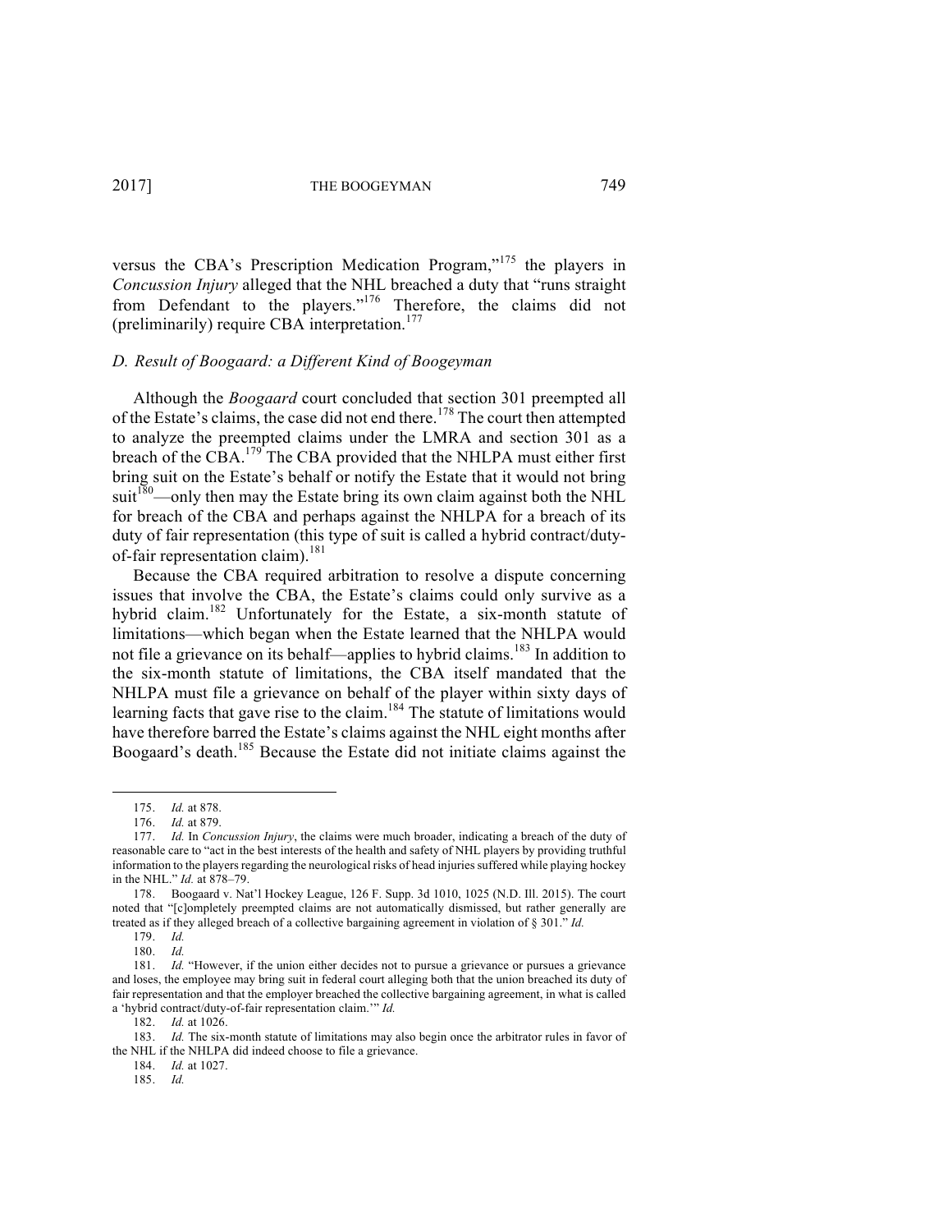versus the CBA's Prescription Medication Program,"[175] the players in *Concussion Injury* alleged that the NHL breached a duty that "runs straight from Defendant to the players."[176] Therefore, the claims did not (preliminarily) require CBA interpretation.[177]

### *D. Result of Boogaard: a Different Kind of Boogeyman*

Although the *Boogaard* court concluded that section 301 preempted all of the Estate's claims, the case did not end there.[178] The court then attempted to analyze the preempted claims under the LMRA and section 301 as a breach of the CBA.[179] The CBA provided that the NHLPA must either first bring suit on the Estate's behalf or notify the Estate that it would not bring suit[180]—only then may the Estate bring its own claim against both the NHL for breach of the CBA and perhaps against the NHLPA for a breach of its duty of fair representation (this type of suit is called a hybrid contract/duty-of-fair representation claim).[181]

Because the CBA required arbitration to resolve a dispute concerning issues that involve the CBA, the Estate's claims could only survive as a hybrid claim.[182] Unfortunately for the Estate, a six-month statute of limitations—which began when the Estate learned that the NHLPA would not file a grievance on its behalf—applies to hybrid claims.[183] In addition to the six-month statute of limitations, the CBA itself mandated that the NHLPA must file a grievance on behalf of the player within sixty days of learning facts that gave rise to the claim.[184] The statute of limitations would have therefore barred the Estate's claims against the NHL eight months after Boogaard's death.[185] Because the Estate did not initiate claims against the

---

175. *Id.* at 878.

176. *Id.* at 879.

177. *Id.* In *Concussion Injury*, the claims were much broader, indicating a breach of the duty of reasonable care to "act in the best interests of the health and safety of NHL players by providing truthful information to the players regarding the neurological risks of head injuries suffered while playing hockey in the NHL." *Id.* at 878–79.

178. Boogaard v. Nat'l Hockey League, 126 F. Supp. 3d 1010, 1025 (N.D. Ill. 2015). The court noted that "[c]ompletely preempted claims are not automatically dismissed, but rather generally are treated as if they alleged breach of a collective bargaining agreement in violation of § 301." *Id.*

179. *Id.*

180. *Id.*

181. *Id.* "However, if the union either decides not to pursue a grievance or pursues a grievance and loses, the employee may bring suit in federal court alleging both that the union breached its duty of fair representation and that the employer breached the collective bargaining agreement, in what is called a 'hybrid contract/duty-of-fair representation claim.'" *Id.*

182. *Id.* at 1026.

183. *Id.* The six-month statute of limitations may also begin once the arbitrator rules in favor of the NHL if the NHLPA did indeed choose to file a grievance.

184. *Id.* at 1027.

185. *Id.*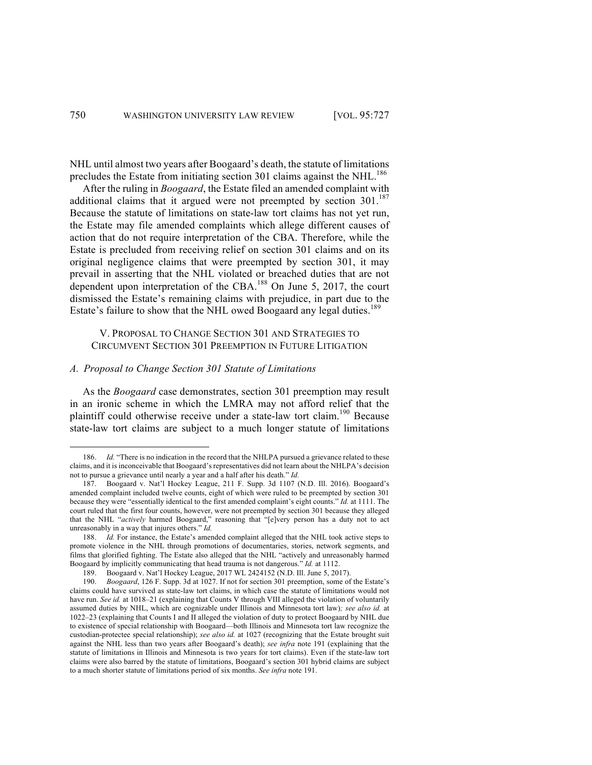NHL until almost two years after Boogaard's death, the statute of limitations precludes the Estate from initiating section 301 claims against the NHL.[186]

After the ruling in *Boogaard*, the Estate filed an amended complaint with additional claims that it argued were not preempted by section 301.[187] Because the statute of limitations on state-law tort claims has not yet run, the Estate may file amended complaints which allege different causes of action that do not require interpretation of the CBA. Therefore, while the Estate is precluded from receiving relief on section 301 claims and on its original negligence claims that were preempted by section 301, it may prevail in asserting that the NHL violated or breached duties that are not dependent upon interpretation of the CBA.[188] On June 5, 2017, the court dismissed the Estate's remaining claims with prejudice, in part due to the Estate's failure to show that the NHL owed Boogaard any legal duties.[189]

## V. PROPOSAL TO CHANGE SECTION 301 AND STRATEGIES TO CIRCUMVENT SECTION 301 PREEMPTION IN FUTURE LITIGATION

### *A. Proposal to Change Section 301 Statute of Limitations*

As the *Boogaard* case demonstrates, section 301 preemption may result in an ironic scheme in which the LMRA may not afford relief that the plaintiff could otherwise receive under a state-law tort claim.[190] Because state-law tort claims are subject to a much longer statute of limitations

---

186. *Id.* "There is no indication in the record that the NHLPA pursued a grievance related to these claims, and it is inconceivable that Boogaard's representatives did not learn about the NHLPA's decision not to pursue a grievance until nearly a year and a half after his death." *Id.*

187. Boogaard v. Nat'l Hockey League, 211 F. Supp. 3d 1107 (N.D. Ill. 2016). Boogaard's amended complaint included twelve counts, eight of which were ruled to be preempted by section 301 because they were "essentially identical to the first amended complaint's eight counts." *Id.* at 1111. The court ruled that the first four counts, however, were not preempted by section 301 because they alleged that the NHL "*actively* harmed Boogaard," reasoning that "[e]very person has a duty not to act unreasonably in a way that injures others." *Id.*

188. *Id.* For instance, the Estate's amended complaint alleged that the NHL took active steps to promote violence in the NHL through promotions of documentaries, stories, network segments, and films that glorified fighting. The Estate also alleged that the NHL "actively and unreasonably harmed Boogaard by implicitly communicating that head trauma is not dangerous." *Id.* at 1112.

189. Boogaard v. Nat'l Hockey League, 2017 WL 2424152 (N.D. Ill. June 5, 2017).

190. *Boogaard*, 126 F. Supp. 3d at 1027. If not for section 301 preemption, some of the Estate's claims could have survived as state-law tort claims, in which case the statute of limitations would not have run. *See id.* at 1018–21 (explaining that Counts V through VIII alleged the violation of voluntarily assumed duties by NHL, which are cognizable under Illinois and Minnesota tort law)*; see also id.* at 1022–23 (explaining that Counts I and II alleged the violation of duty to protect Boogaard by NHL due to existence of special relationship with Boogaard—both Illinois and Minnesota tort law recognize the custodian-protectee special relationship); *see also id.* at 1027 (recognizing that the Estate brought suit against the NHL less than two years after Boogaard's death); *see infra* note 191 (explaining that the statute of limitations in Illinois and Minnesota is two years for tort claims). Even if the state-law tort claims were also barred by the statute of limitations, Boogaard's section 301 hybrid claims are subject to a much shorter statute of limitations period of six months. *See infra* note 191.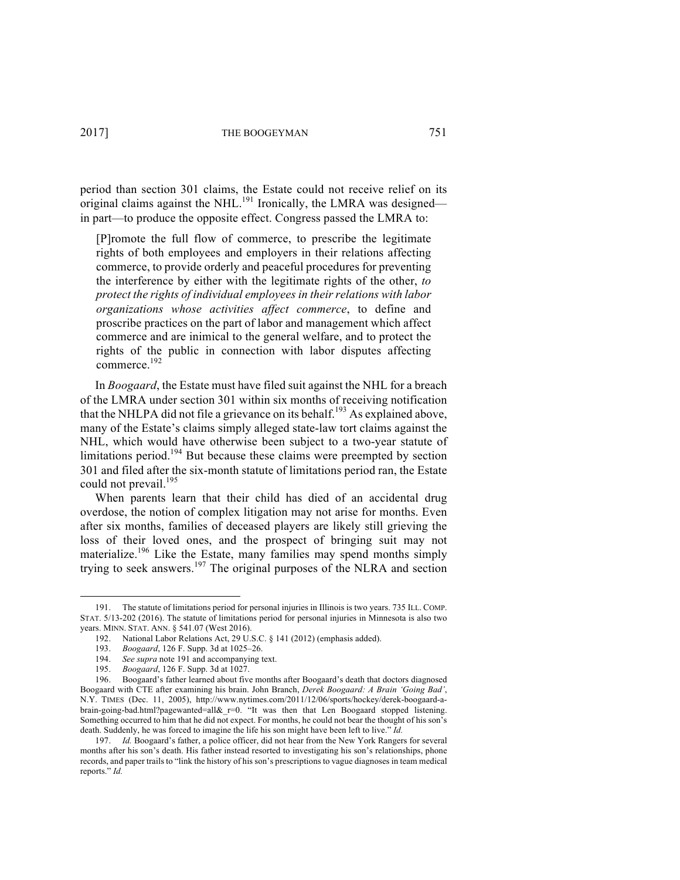period than section 301 claims, the Estate could not receive relief on its original claims against the NHL.[191] Ironically, the LMRA was designed—in part—to produce the opposite effect. Congress passed the LMRA to:

> [P]romote the full flow of commerce, to prescribe the legitimate rights of both employees and employers in their relations affecting commerce, to provide orderly and peaceful procedures for preventing the interference by either with the legitimate rights of the other, *to protect the rights of individual employees in their relations with labor organizations whose activities affect commerce*, to define and proscribe practices on the part of labor and management which affect commerce and are inimical to the general welfare, and to protect the rights of the public in connection with labor disputes affecting commerce.[192]

In *Boogaard*, the Estate must have filed suit against the NHL for a breach of the LMRA under section 301 within six months of receiving notification that the NHLPA did not file a grievance on its behalf.[193] As explained above, many of the Estate's claims simply alleged state-law tort claims against the NHL, which would have otherwise been subject to a two-year statute of limitations period.[194] But because these claims were preempted by section 301 and filed after the six-month statute of limitations period ran, the Estate could not prevail.[195]

When parents learn that their child has died of an accidental drug overdose, the notion of complex litigation may not arise for months. Even after six months, families of deceased players are likely still grieving the loss of their loved ones, and the prospect of bringing suit may not materialize.[196] Like the Estate, many families may spend months simply trying to seek answers.[197] The original purposes of the NLRA and section

---

191. The statute of limitations period for personal injuries in Illinois is two years. 735 ILL. COMP. STAT. 5/13-202 (2016). The statute of limitations period for personal injuries in Minnesota is also two years. MINN. STAT. ANN. § 541.07 (West 2016).

192. National Labor Relations Act, 29 U.S.C. § 141 (2012) (emphasis added).

193. *Boogaard*, 126 F. Supp. 3d at 1025–26.

194. *See supra* note 191 and accompanying text.

195. *Boogaard*, 126 F. Supp. 3d at 1027.

196. Boogaard's father learned about five months after Boogaard's death that doctors diagnosed Boogaard with CTE after examining his brain. John Branch, *Derek Boogaard: A Brain 'Going Bad'*, N.Y. TIMES (Dec. 11, 2005), http://www.nytimes.com/2011/12/06/sports/hockey/derek-boogaard-a-brain-going-bad.html?pagewanted=all&_r=0. "It was then that Len Boogaard stopped listening. Something occurred to him that he did not expect. For months, he could not bear the thought of his son's death. Suddenly, he was forced to imagine the life his son might have been left to live." *Id.*

197. *Id.* Boogaard's father, a police officer, did not hear from the New York Rangers for several months after his son's death. His father instead resorted to investigating his son's relationships, phone records, and paper trails to "link the history of his son's prescriptions to vague diagnoses in team medical reports." *Id.*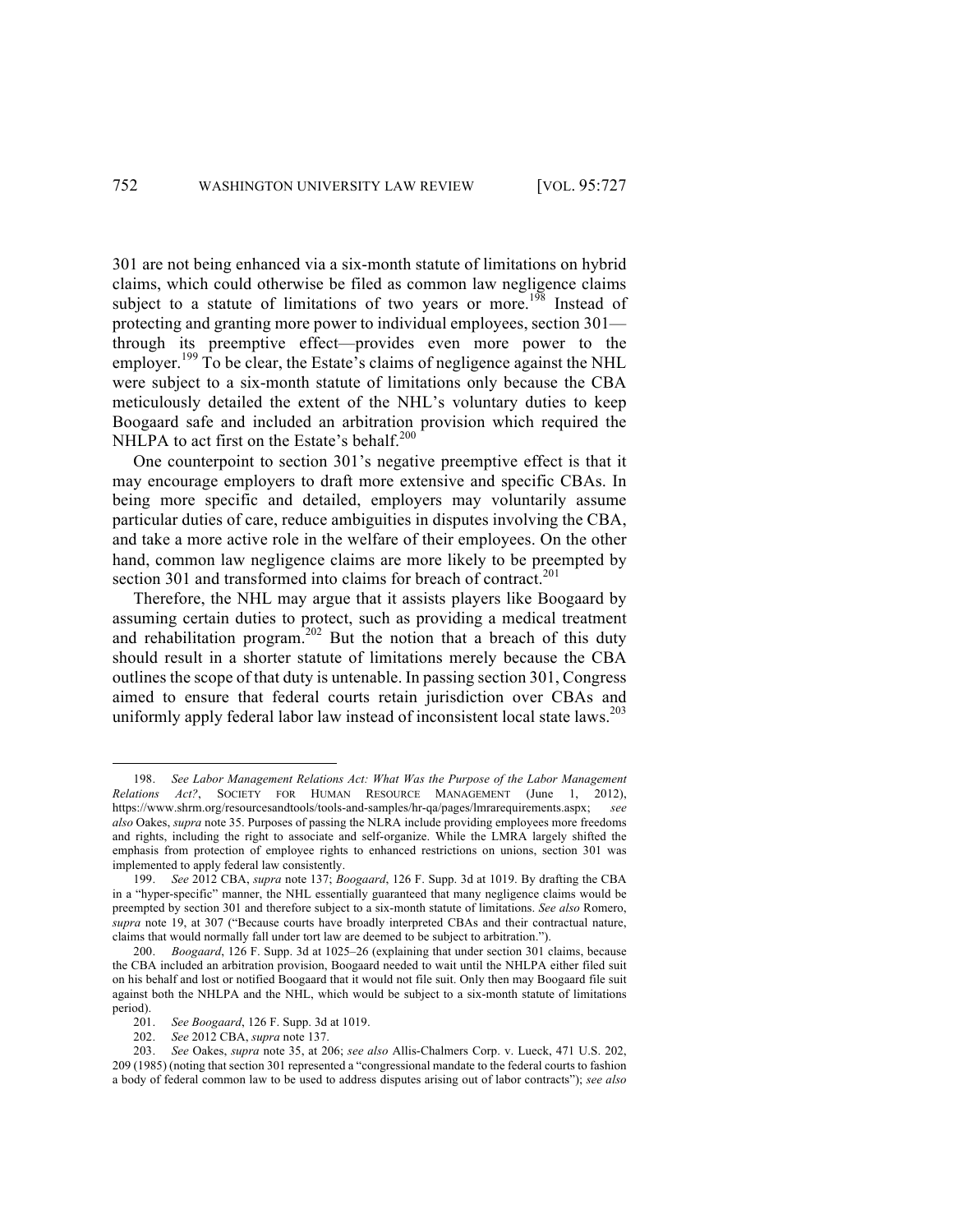301 are not being enhanced via a six-month statute of limitations on hybrid claims, which could otherwise be filed as common law negligence claims subject to a statute of limitations of two years or more.[198] Instead of protecting and granting more power to individual employees, section 301—through its preemptive effect—provides even more power to the employer.[199] To be clear, the Estate's claims of negligence against the NHL were subject to a six-month statute of limitations only because the CBA meticulously detailed the extent of the NHL's voluntary duties to keep Boogaard safe and included an arbitration provision which required the NHLPA to act first on the Estate's behalf.[200]

One counterpoint to section 301's negative preemptive effect is that it may encourage employers to draft more extensive and specific CBAs. In being more specific and detailed, employers may voluntarily assume particular duties of care, reduce ambiguities in disputes involving the CBA, and take a more active role in the welfare of their employees. On the other hand, common law negligence claims are more likely to be preempted by section 301 and transformed into claims for breach of contract.[201]

Therefore, the NHL may argue that it assists players like Boogaard by assuming certain duties to protect, such as providing a medical treatment and rehabilitation program.[202] But the notion that a breach of this duty should result in a shorter statute of limitations merely because the CBA outlines the scope of that duty is untenable. In passing section 301, Congress aimed to ensure that federal courts retain jurisdiction over CBAs and uniformly apply federal labor law instead of inconsistent local state laws.[203]

---

198. *See Labor Management Relations Act: What Was the Purpose of the Labor Management Relations Act?*, SOCIETY FOR HUMAN RESOURCE MANAGEMENT (June 1, 2012), https://www.shrm.org/resourcesandtools/tools-and-samples/hr-qa/pages/lmrarequirements.aspx; *see also* Oakes, *supra* note 35. Purposes of passing the NLRA include providing employees more freedoms and rights, including the right to associate and self-organize. While the LMRA largely shifted the emphasis from protection of employee rights to enhanced restrictions on unions, section 301 was implemented to apply federal law consistently.

199. *See* 2012 CBA, *supra* note 137; *Boogaard*, 126 F. Supp. 3d at 1019. By drafting the CBA in a "hyper-specific" manner, the NHL essentially guaranteed that many negligence claims would be preempted by section 301 and therefore subject to a six-month statute of limitations. *See also* Romero, *supra* note 19, at 307 ("Because courts have broadly interpreted CBAs and their contractual nature, claims that would normally fall under tort law are deemed to be subject to arbitration.").

200. *Boogaard*, 126 F. Supp. 3d at 1025–26 (explaining that under section 301 claims, because the CBA included an arbitration provision, Boogaard needed to wait until the NHLPA either filed suit on his behalf and lost or notified Boogaard that it would not file suit. Only then may Boogaard file suit against both the NHLPA and the NHL, which would be subject to a six-month statute of limitations period).

201. *See Boogaard*, 126 F. Supp. 3d at 1019.

202. *See* 2012 CBA, *supra* note 137.

203. *See* Oakes, *supra* note 35, at 206; *see also* Allis-Chalmers Corp. v. Lueck, 471 U.S. 202, 209 (1985) (noting that section 301 represented a "congressional mandate to the federal courts to fashion a body of federal common law to be used to address disputes arising out of labor contracts"); *see also*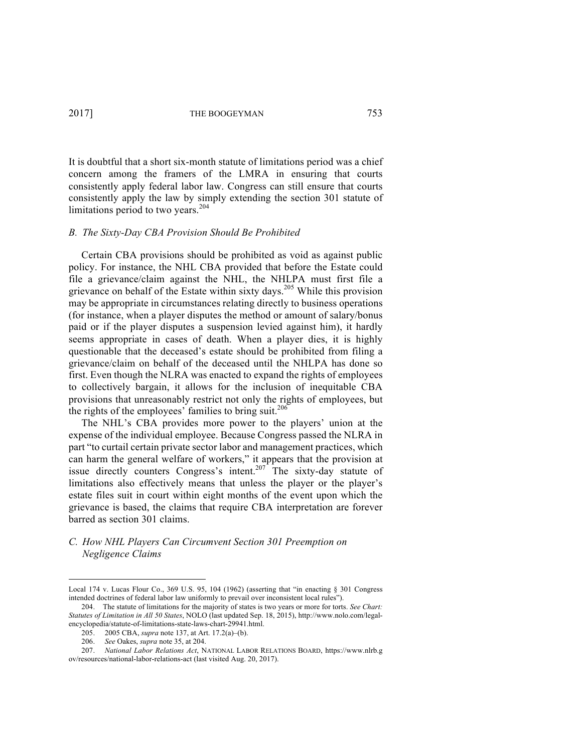It is doubtful that a short six-month statute of limitations period was a chief concern among the framers of the LMRA in ensuring that courts consistently apply federal labor law. Congress can still ensure that courts consistently apply the law by simply extending the section 301 statute of limitations period to two years.[204]

### *B. The Sixty-Day CBA Provision Should Be Prohibited*

Certain CBA provisions should be prohibited as void as against public policy. For instance, the NHL CBA provided that before the Estate could file a grievance/claim against the NHL, the NHLPA must first file a grievance on behalf of the Estate within sixty days.[205] While this provision may be appropriate in circumstances relating directly to business operations (for instance, when a player disputes the method or amount of salary/bonus paid or if the player disputes a suspension levied against him), it hardly seems appropriate in cases of death. When a player dies, it is highly questionable that the deceased's estate should be prohibited from filing a grievance/claim on behalf of the deceased until the NHLPA has done so first. Even though the NLRA was enacted to expand the rights of employees to collectively bargain, it allows for the inclusion of inequitable CBA provisions that unreasonably restrict not only the rights of employees, but the rights of the employees' families to bring suit.[206]

The NHL's CBA provides more power to the players' union at the expense of the individual employee. Because Congress passed the NLRA in part "to curtail certain private sector labor and management practices, which can harm the general welfare of workers," it appears that the provision at issue directly counters Congress's intent.[207] The sixty-day statute of limitations also effectively means that unless the player or the player's estate files suit in court within eight months of the event upon which the grievance is based, the claims that require CBA interpretation are forever barred as section 301 claims.

### *C. How NHL Players Can Circumvent Section 301 Preemption on Negligence Claims*

---

Local 174 v. Lucas Flour Co., 369 U.S. 95, 104 (1962) (asserting that "in enacting § 301 Congress intended doctrines of federal labor law uniformly to prevail over inconsistent local rules").

204. The statute of limitations for the majority of states is two years or more for torts. *See Chart: Statutes of Limitation in All 50 States*, NOLO (last updated Sep. 18, 2015), http://www.nolo.com/legal-encyclopedia/statute-of-limitations-state-laws-chart-29941.html.

205. 2005 CBA, *supra* note 137, at Art. 17.2(a)–(b).

206. *See* Oakes, *supra* note 35, at 204.

207. *National Labor Relations Act*, NATIONAL LABOR RELATIONS BOARD, https://www.nlrb.gov/resources/national-labor-relations-act (last visited Aug. 20, 2017).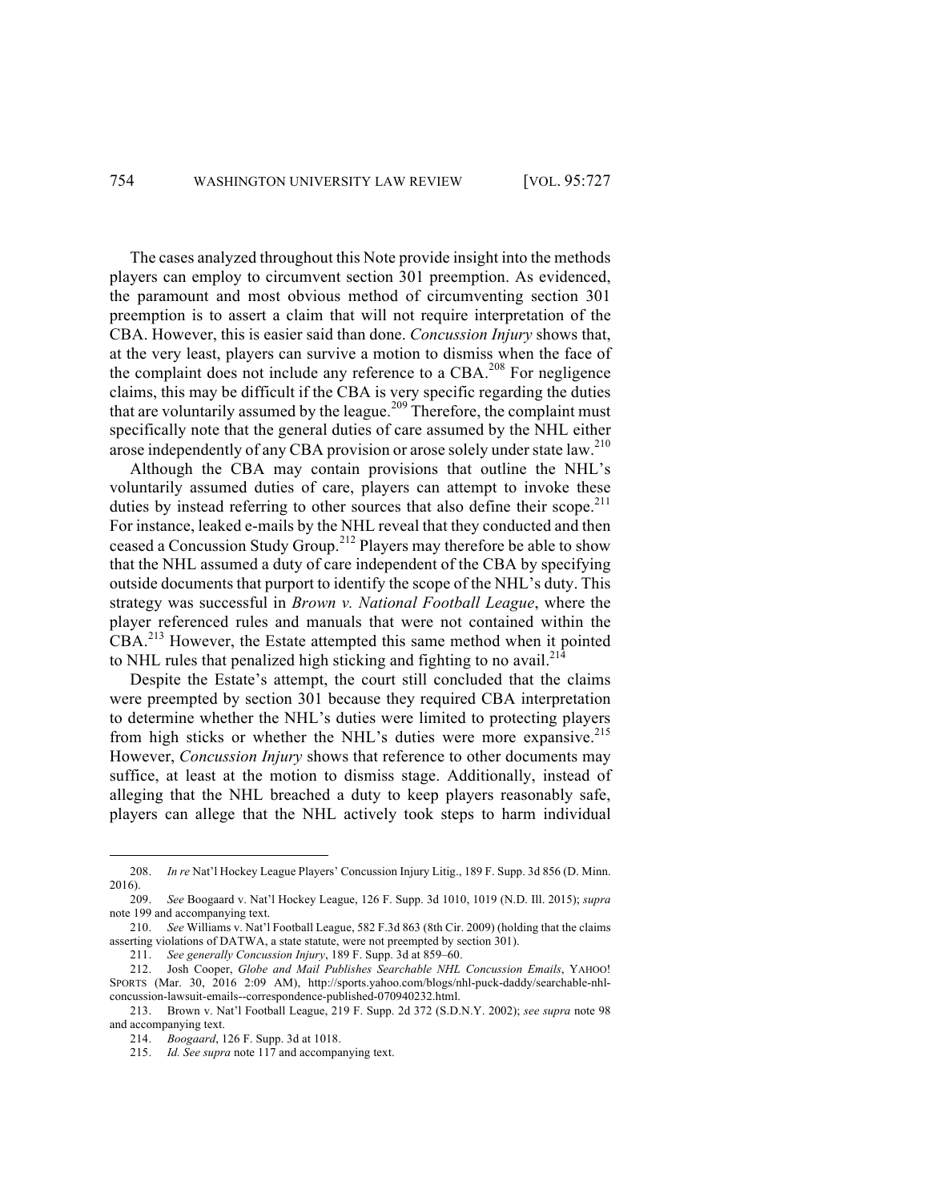The cases analyzed throughout this Note provide insight into the methods players can employ to circumvent section 301 preemption. As evidenced, the paramount and most obvious method of circumventing section 301 preemption is to assert a claim that will not require interpretation of the CBA. However, this is easier said than done. *Concussion Injury* shows that, at the very least, players can survive a motion to dismiss when the face of the complaint does not include any reference to a CBA.[208] For negligence claims, this may be difficult if the CBA is very specific regarding the duties that are voluntarily assumed by the league.[209] Therefore, the complaint must specifically note that the general duties of care assumed by the NHL either arose independently of any CBA provision or arose solely under state law.[210]

Although the CBA may contain provisions that outline the NHL's voluntarily assumed duties of care, players can attempt to invoke these duties by instead referring to other sources that also define their scope.[211] For instance, leaked e-mails by the NHL reveal that they conducted and then ceased a Concussion Study Group.[212] Players may therefore be able to show that the NHL assumed a duty of care independent of the CBA by specifying outside documents that purport to identify the scope of the NHL's duty. This strategy was successful in *Brown v. National Football League*, where the player referenced rules and manuals that were not contained within the CBA.[213] However, the Estate attempted this same method when it pointed to NHL rules that penalized high sticking and fighting to no avail.[214]

Despite the Estate's attempt, the court still concluded that the claims were preempted by section 301 because they required CBA interpretation to determine whether the NHL's duties were limited to protecting players from high sticks or whether the NHL's duties were more expansive.[215] However, *Concussion Injury* shows that reference to other documents may suffice, at least at the motion to dismiss stage. Additionally, instead of alleging that the NHL breached a duty to keep players reasonably safe, players can allege that the NHL actively took steps to harm individual

---

208. *In re* Nat'l Hockey League Players' Concussion Injury Litig., 189 F. Supp. 3d 856 (D. Minn. 2016).

209. *See* Boogaard v. Nat'l Hockey League, 126 F. Supp. 3d 1010, 1019 (N.D. Ill. 2015); *supra* note 199 and accompanying text.

210. *See* Williams v. Nat'l Football League, 582 F.3d 863 (8th Cir. 2009) (holding that the claims asserting violations of DATWA, a state statute, were not preempted by section 301).

211. *See generally Concussion Injury*, 189 F. Supp. 3d at 859–60.

212. Josh Cooper, *Globe and Mail Publishes Searchable NHL Concussion Emails*, YAHOO! SPORTS (Mar. 30, 2016 2:09 AM), http://sports.yahoo.com/blogs/nhl-puck-daddy/searchable-nhl-concussion-lawsuit-emails--correspondence-published-070940232.html.

213. Brown v. Nat'l Football League, 219 F. Supp. 2d 372 (S.D.N.Y. 2002); *see supra* note 98 and accompanying text.

214. *Boogaard*, 126 F. Supp. 3d at 1018.

215. *Id. See supra* note 117 and accompanying text.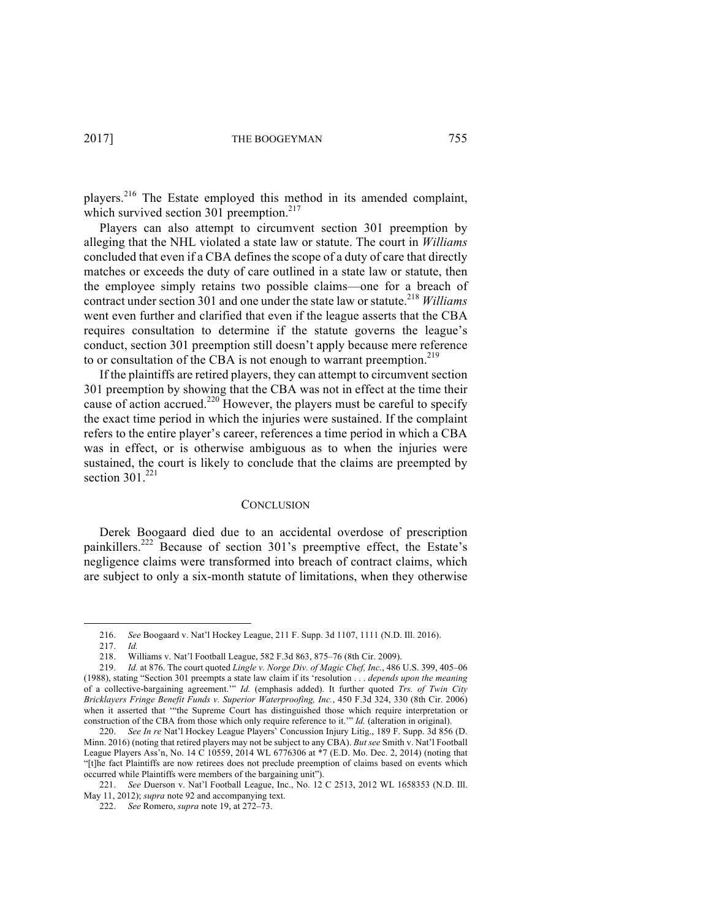players.[216] The Estate employed this method in its amended complaint, which survived section 301 preemption.[217]

Players can also attempt to circumvent section 301 preemption by alleging that the NHL violated a state law or statute. The court in *Williams* concluded that even if a CBA defines the scope of a duty of care that directly matches or exceeds the duty of care outlined in a state law or statute, then the employee simply retains two possible claims—one for a breach of contract under section 301 and one under the state law or statute.[218] *Williams* went even further and clarified that even if the league asserts that the CBA requires consultation to determine if the statute governs the league's conduct, section 301 preemption still doesn't apply because mere reference to or consultation of the CBA is not enough to warrant preemption.[219]

If the plaintiffs are retired players, they can attempt to circumvent section 301 preemption by showing that the CBA was not in effect at the time their cause of action accrued.[220] However, the players must be careful to specify the exact time period in which the injuries were sustained. If the complaint refers to the entire player's career, references a time period in which a CBA was in effect, or is otherwise ambiguous as to when the injuries were sustained, the court is likely to conclude that the claims are preempted by section 301.[221]

## CONCLUSION

Derek Boogaard died due to an accidental overdose of prescription painkillers.[222] Because of section 301's preemptive effect, the Estate's negligence claims were transformed into breach of contract claims, which are subject to only a six-month statute of limitations, when they otherwise

---

216. *See* Boogaard v. Nat'l Hockey League, 211 F. Supp. 3d 1107, 1111 (N.D. Ill. 2016).

217. *Id.*

218. Williams v. Nat'l Football League, 582 F.3d 863, 875–76 (8th Cir. 2009).

219. *Id.* at 876. The court quoted *Lingle v. Norge Div. of Magic Chef, Inc.*, 486 U.S. 399, 405–06 (1988), stating "Section 301 preempts a state law claim if its 'resolution . . . *depends upon the meaning* of a collective-bargaining agreement.'" *Id.* (emphasis added). It further quoted *Trs. of Twin City Bricklayers Fringe Benefit Funds v. Superior Waterproofing, Inc.*, 450 F.3d 324, 330 (8th Cir. 2006) when it asserted that '"the Supreme Court has distinguished those which require interpretation or construction of the CBA from those which only require reference to it.'" *Id.* (alteration in original).

220. *See In re* Nat'l Hockey League Players' Concussion Injury Litig., 189 F. Supp. 3d 856 (D. Minn. 2016) (noting that retired players may not be subject to any CBA). *But see* Smith v. Nat'l Football League Players Ass'n, No. 14 C 10559, 2014 WL 6776306 at *7 (E.D. Mo. Dec. 2, 2014) (noting that "[t]he fact Plaintiffs are now retirees does not preclude preemption of claims based on events which occurred while Plaintiffs were members of the bargaining unit").

221. *See* Duerson v. Nat'l Football League, Inc., No. 12 C 2513, 2012 WL 1658353 (N.D. Ill. May 11, 2012); *supra* note 92 and accompanying text.

222. *See* Romero, *supra* note 19, at 272–73.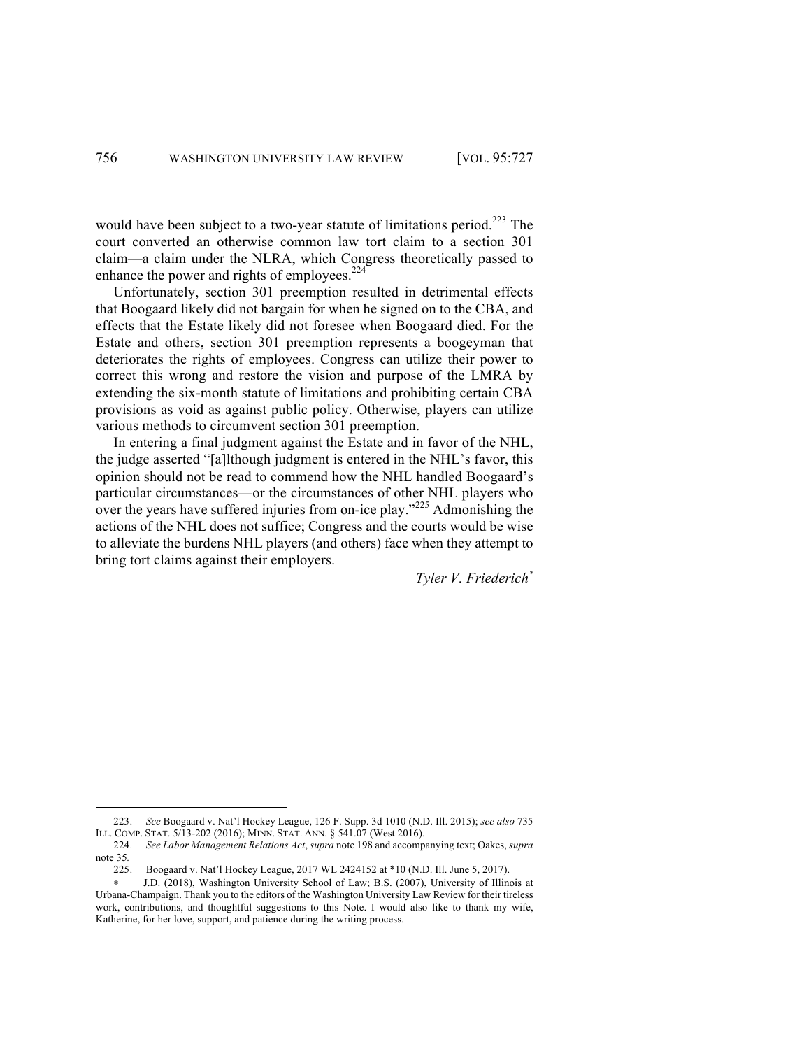would have been subject to a two-year statute of limitations period.[223] The court converted an otherwise common law tort claim to a section 301 claim—a claim under the NLRA, which Congress theoretically passed to enhance the power and rights of employees.[224]

Unfortunately, section 301 preemption resulted in detrimental effects that Boogaard likely did not bargain for when he signed on to the CBA, and effects that the Estate likely did not foresee when Boogaard died. For the Estate and others, section 301 preemption represents a boogeyman that deteriorates the rights of employees. Congress can utilize their power to correct this wrong and restore the vision and purpose of the LMRA by extending the six-month statute of limitations and prohibiting certain CBA provisions as void as against public policy. Otherwise, players can utilize various methods to circumvent section 301 preemption.

In entering a final judgment against the Estate and in favor of the NHL, the judge asserted "[a]lthough judgment is entered in the NHL's favor, this opinion should not be read to commend how the NHL handled Boogaard's particular circumstances—or the circumstances of other NHL players who over the years have suffered injuries from on-ice play."[225] Admonishing the actions of the NHL does not suffice; Congress and the courts would be wise to alleviate the burdens NHL players (and others) face when they attempt to bring tort claims against their employers.

*Tyler V. Friederich*[*]

---

223. *See* Boogaard v. Nat'l Hockey League, 126 F. Supp. 3d 1010 (N.D. Ill. 2015); *see also* 735 ILL. COMP. STAT. 5/13-202 (2016); MINN. STAT. ANN. § 541.07 (West 2016).

224. *See Labor Management Relations Act*, *supra* note 198 and accompanying text; Oakes, *supra* note 35.

225. Boogaard v. Nat'l Hockey League, 2017 WL 2424152 at *10 (N.D. Ill. June 5, 2017).

\* J.D. (2018), Washington University School of Law; B.S. (2007), University of Illinois at Urbana-Champaign. Thank you to the editors of the Washington University Law Review for their tireless work, contributions, and thoughtful suggestions to this Note. I would also like to thank my wife, Katherine, for her love, support, and patience during the writing process.